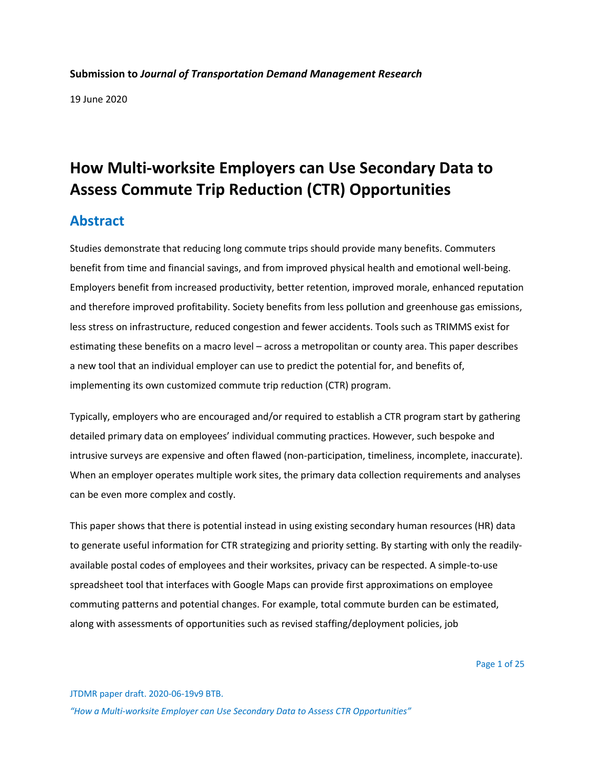**Submission to *Journal of Transportation Demand Management Research***

19 June 2020

# How Multi-worksite Employers can Use Secondary Data to Assess Commute Trip Reduction (CTR) Opportunities

## Abstract

Studies demonstrate that reducing long commute trips should provide many benefits. Commuters benefit from time and financial savings, and from improved physical health and emotional well-being. Employers benefit from increased productivity, better retention, improved morale, enhanced reputation and therefore improved profitability. Society benefits from less pollution and greenhouse gas emissions, less stress on infrastructure, reduced congestion and fewer accidents. Tools such as TRIMMS exist for estimating these benefits on a macro level – across a metropolitan or county area. This paper describes a new tool that an individual employer can use to predict the potential for, and benefits of, implementing its own customized commute trip reduction (CTR) program.

Typically, employers who are encouraged and/or required to establish a CTR program start by gathering detailed primary data on employees' individual commuting practices. However, such bespoke and intrusive surveys are expensive and often flawed (non-participation, timeliness, incomplete, inaccurate). When an employer operates multiple work sites, the primary data collection requirements and analyses can be even more complex and costly.

This paper shows that there is potential instead in using existing secondary human resources (HR) data to generate useful information for CTR strategizing and priority setting. By starting with only the readily-available postal codes of employees and their worksites, privacy can be respected. A simple-to-use spreadsheet tool that interfaces with Google Maps can provide first approximations on employee commuting patterns and potential changes. For example, total commute burden can be estimated, along with assessments of opportunities such as revised staffing/deployment policies, job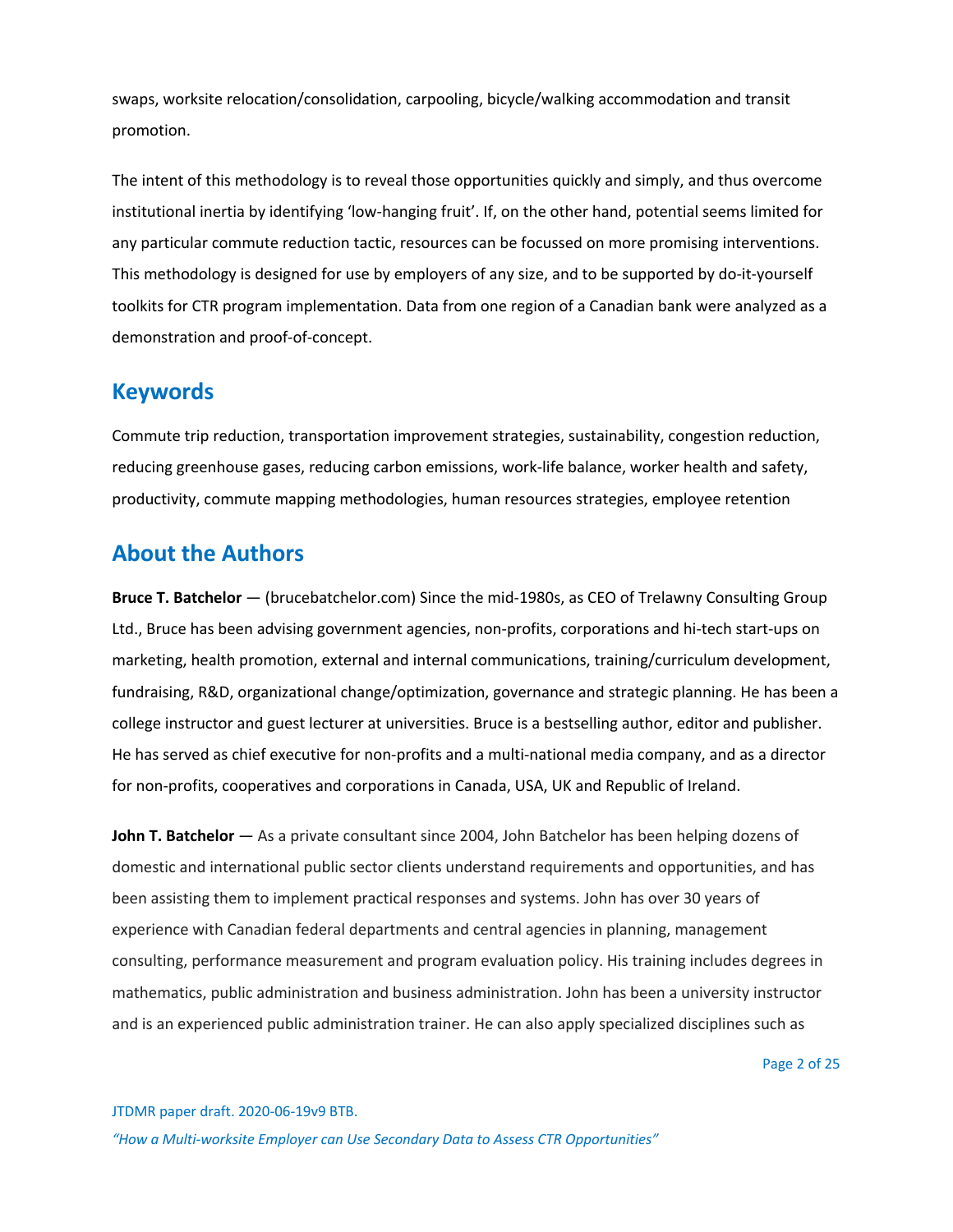swaps, worksite relocation/consolidation, carpooling, bicycle/walking accommodation and transit promotion.

The intent of this methodology is to reveal those opportunities quickly and simply, and thus overcome institutional inertia by identifying 'low-hanging fruit'. If, on the other hand, potential seems limited for any particular commute reduction tactic, resources can be focussed on more promising interventions. This methodology is designed for use by employers of any size, and to be supported by do-it-yourself toolkits for CTR program implementation. Data from one region of a Canadian bank were analyzed as a demonstration and proof-of-concept.

## Keywords

Commute trip reduction, transportation improvement strategies, sustainability, congestion reduction, reducing greenhouse gases, reducing carbon emissions, work-life balance, worker health and safety, productivity, commute mapping methodologies, human resources strategies, employee retention

## About the Authors

**Bruce T. Batchelor** — (brucebatchelor.com) Since the mid-1980s, as CEO of Trelawny Consulting Group Ltd., Bruce has been advising government agencies, non-profits, corporations and hi-tech start-ups on marketing, health promotion, external and internal communications, training/curriculum development, fundraising, R&D, organizational change/optimization, governance and strategic planning. He has been a college instructor and guest lecturer at universities. Bruce is a bestselling author, editor and publisher. He has served as chief executive for non-profits and a multi-national media company, and as a director for non-profits, cooperatives and corporations in Canada, USA, UK and Republic of Ireland.

**John T. Batchelor** — As a private consultant since 2004, John Batchelor has been helping dozens of domestic and international public sector clients understand requirements and opportunities, and has been assisting them to implement practical responses and systems. John has over 30 years of experience with Canadian federal departments and central agencies in planning, management consulting, performance measurement and program evaluation policy. His training includes degrees in mathematics, public administration and business administration. John has been a university instructor and is an experienced public administration trainer. He can also apply specialized disciplines such as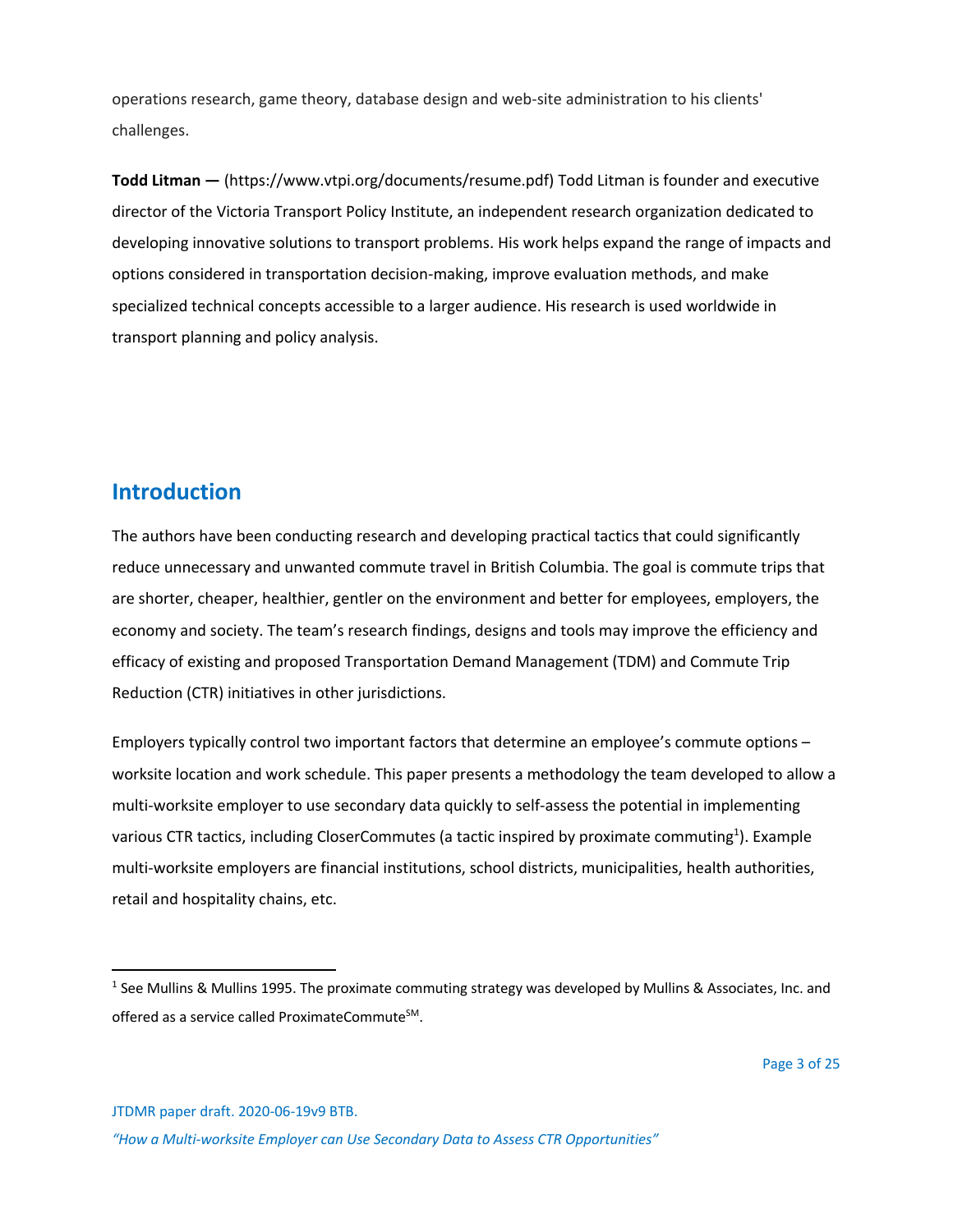operations research, game theory, database design and web-site administration to his clients' challenges.

**Todd Litman —** (https://www.vtpi.org/documents/resume.pdf) Todd Litman is founder and executive director of the Victoria Transport Policy Institute, an independent research organization dedicated to developing innovative solutions to transport problems. His work helps expand the range of impacts and options considered in transportation decision-making, improve evaluation methods, and make specialized technical concepts accessible to a larger audience. His research is used worldwide in transport planning and policy analysis.

## Introduction

The authors have been conducting research and developing practical tactics that could significantly reduce unnecessary and unwanted commute travel in British Columbia. The goal is commute trips that are shorter, cheaper, healthier, gentler on the environment and better for employees, employers, the economy and society. The team's research findings, designs and tools may improve the efficiency and efficacy of existing and proposed Transportation Demand Management (TDM) and Commute Trip Reduction (CTR) initiatives in other jurisdictions.

Employers typically control two important factors that determine an employee's commute options – worksite location and work schedule. This paper presents a methodology the team developed to allow a multi-worksite employer to use secondary data quickly to self-assess the potential in implementing various CTR tactics, including CloserCommutes (a tactic inspired by proximate commuting[1]). Example multi-worksite employers are financial institutions, school districts, municipalities, health authorities, retail and hospitality chains, etc.

---

[1] See Mullins & Mullins 1995. The proximate commuting strategy was developed by Mullins & Associates, Inc. and offered as a service called ProximateCommute[SM].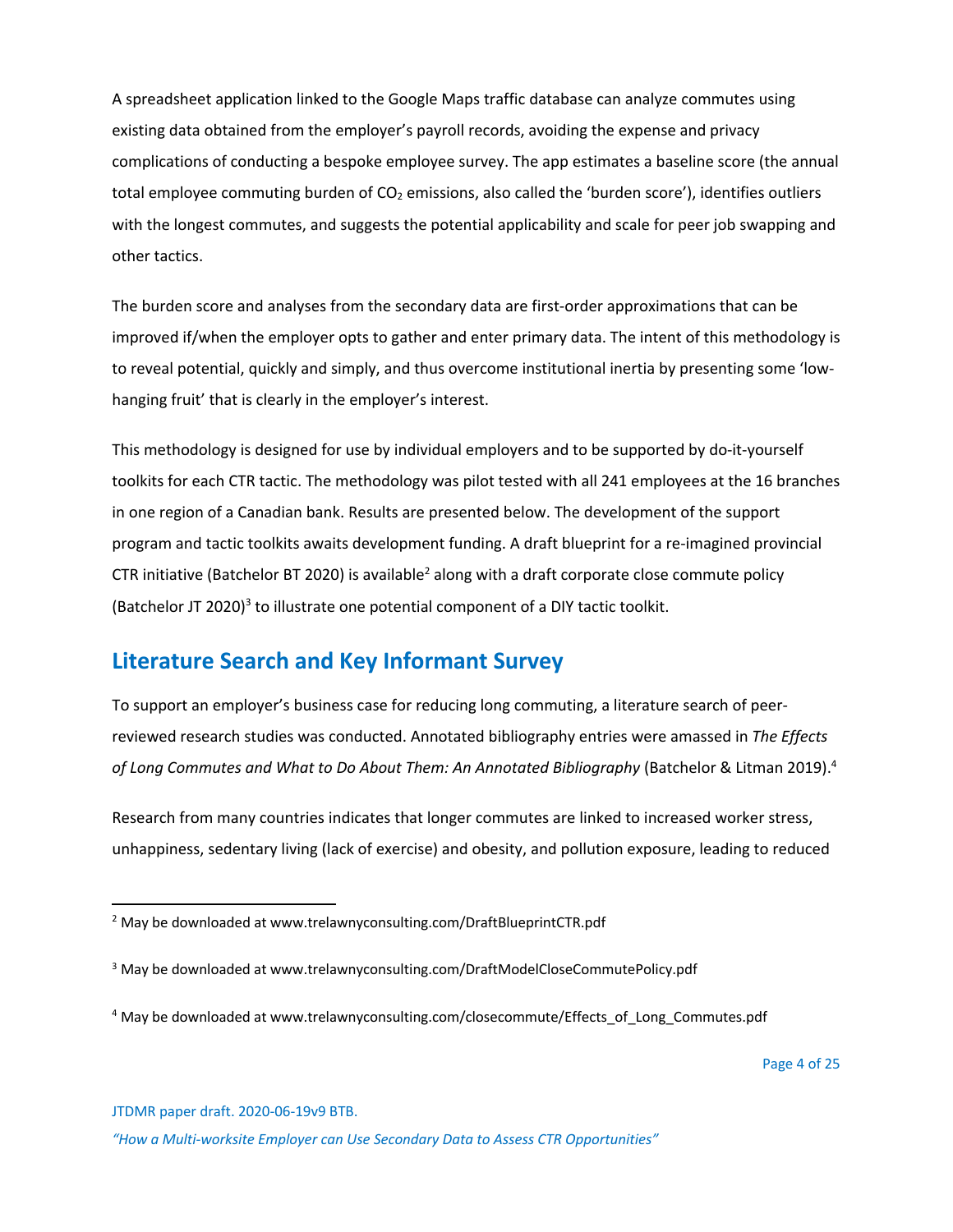A spreadsheet application linked to the Google Maps traffic database can analyze commutes using existing data obtained from the employer's payroll records, avoiding the expense and privacy complications of conducting a bespoke employee survey. The app estimates a baseline score (the annual total employee commuting burden of $CO_2$ emissions, also called the 'burden score'), identifies outliers with the longest commutes, and suggests the potential applicability and scale for peer job swapping and other tactics.

The burden score and analyses from the secondary data are first-order approximations that can be improved if/when the employer opts to gather and enter primary data. The intent of this methodology is to reveal potential, quickly and simply, and thus overcome institutional inertia by presenting some 'low-hanging fruit' that is clearly in the employer's interest.

This methodology is designed for use by individual employers and to be supported by do-it-yourself toolkits for each CTR tactic. The methodology was pilot tested with all 241 employees at the 16 branches in one region of a Canadian bank. Results are presented below. The development of the support program and tactic toolkits awaits development funding. A draft blueprint for a re-imagined provincial CTR initiative (Batchelor BT 2020) is available[2] along with a draft corporate close commute policy (Batchelor JT 2020)[3] to illustrate one potential component of a DIY tactic toolkit.

## Literature Search and Key Informant Survey

To support an employer's business case for reducing long commuting, a literature search of peer-reviewed research studies was conducted. Annotated bibliography entries were amassed in *The Effects of Long Commutes and What to Do About Them: An Annotated Bibliography* (Batchelor & Litman 2019).[4]

Research from many countries indicates that longer commutes are linked to increased worker stress, unhappiness, sedentary living (lack of exercise) and obesity, and pollution exposure, leading to reduced

---

[2] May be downloaded at www.trelawnyconsulting.com/DraftBlueprintCTR.pdf

[3] May be downloaded at www.trelawnyconsulting.com/DraftModelCloseCommutePolicy.pdf

[4] May be downloaded at www.trelawnyconsulting.com/closecommute/Effects_of_Long_Commutes.pdf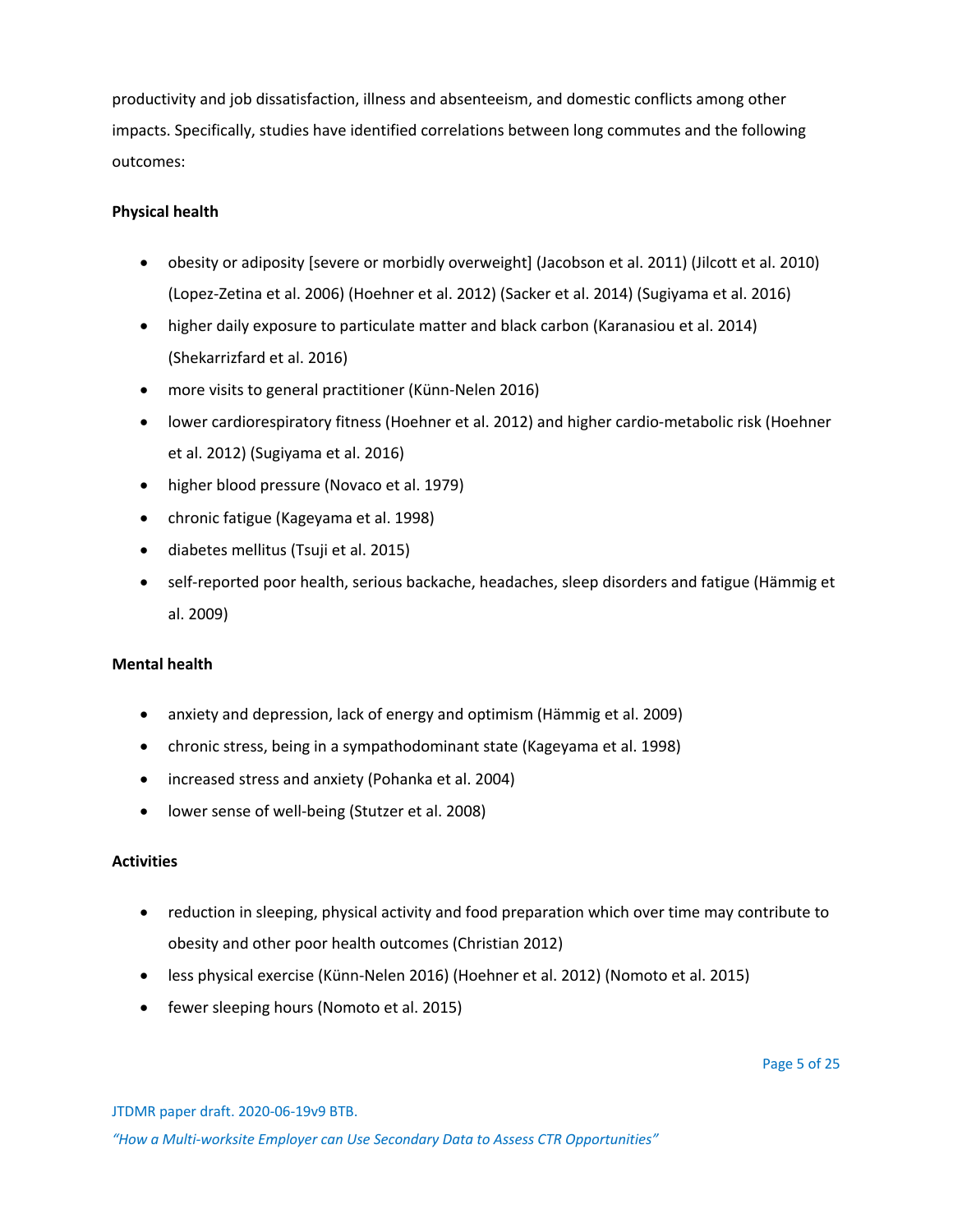productivity and job dissatisfaction, illness and absenteeism, and domestic conflicts among other impacts. Specifically, studies have identified correlations between long commutes and the following outcomes:

**Physical health**

- obesity or adiposity [severe or morbidly overweight] (Jacobson et al. 2011) (Jilcott et al. 2010) (Lopez-Zetina et al. 2006) (Hoehner et al. 2012) (Sacker et al. 2014) (Sugiyama et al. 2016)
- higher daily exposure to particulate matter and black carbon (Karanasiou et al. 2014) (Shekarrizfard et al. 2016)
- more visits to general practitioner (Künn-Nelen 2016)
- lower cardiorespiratory fitness (Hoehner et al. 2012) and higher cardio-metabolic risk (Hoehner et al. 2012) (Sugiyama et al. 2016)
- higher blood pressure (Novaco et al. 1979)
- chronic fatigue (Kageyama et al. 1998)
- diabetes mellitus (Tsuji et al. 2015)
- self-reported poor health, serious backache, headaches, sleep disorders and fatigue (Hämmig et al. 2009)

**Mental health**

- anxiety and depression, lack of energy and optimism (Hämmig et al. 2009)
- chronic stress, being in a sympathodominant state (Kageyama et al. 1998)
- increased stress and anxiety (Pohanka et al. 2004)
- lower sense of well-being (Stutzer et al. 2008)

**Activities**

- reduction in sleeping, physical activity and food preparation which over time may contribute to obesity and other poor health outcomes (Christian 2012)
- less physical exercise (Künn-Nelen 2016) (Hoehner et al. 2012) (Nomoto et al. 2015)
- fewer sleeping hours (Nomoto et al. 2015)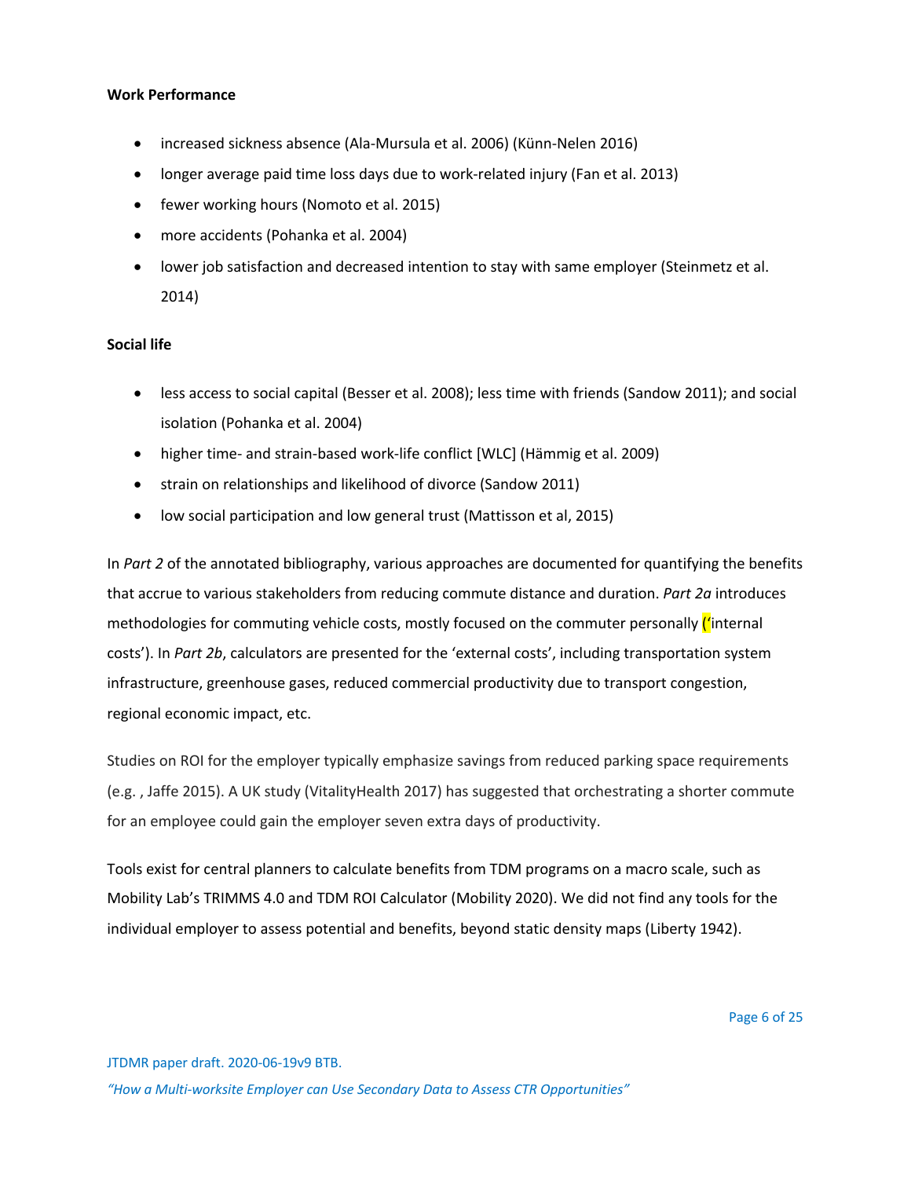**Work Performance**

- increased sickness absence (Ala-Mursula et al. 2006) (Künn-Nelen 2016)
- longer average paid time loss days due to work-related injury (Fan et al. 2013)
- fewer working hours (Nomoto et al. 2015)
- more accidents (Pohanka et al. 2004)
- lower job satisfaction and decreased intention to stay with same employer (Steinmetz et al. 2014)

**Social life**

- less access to social capital (Besser et al. 2008); less time with friends (Sandow 2011); and social isolation (Pohanka et al. 2004)
- higher time- and strain-based work-life conflict [WLC] (Hämmig et al. 2009)
- strain on relationships and likelihood of divorce (Sandow 2011)
- low social participation and low general trust (Mattisson et al, 2015)

In *Part 2* of the annotated bibliography, various approaches are documented for quantifying the benefits that accrue to various stakeholders from reducing commute distance and duration. *Part 2a* introduces methodologies for commuting vehicle costs, mostly focused on the commuter personally ('internal costs'). In *Part 2b*, calculators are presented for the 'external costs', including transportation system infrastructure, greenhouse gases, reduced commercial productivity due to transport congestion, regional economic impact, etc.

Studies on ROI for the employer typically emphasize savings from reduced parking space requirements (e.g. , Jaffe 2015). A UK study (VitalityHealth 2017) has suggested that orchestrating a shorter commute for an employee could gain the employer seven extra days of productivity.

Tools exist for central planners to calculate benefits from TDM programs on a macro scale, such as Mobility Lab's TRIMMS 4.0 and TDM ROI Calculator (Mobility 2020). We did not find any tools for the individual employer to assess potential and benefits, beyond static density maps (Liberty 1942).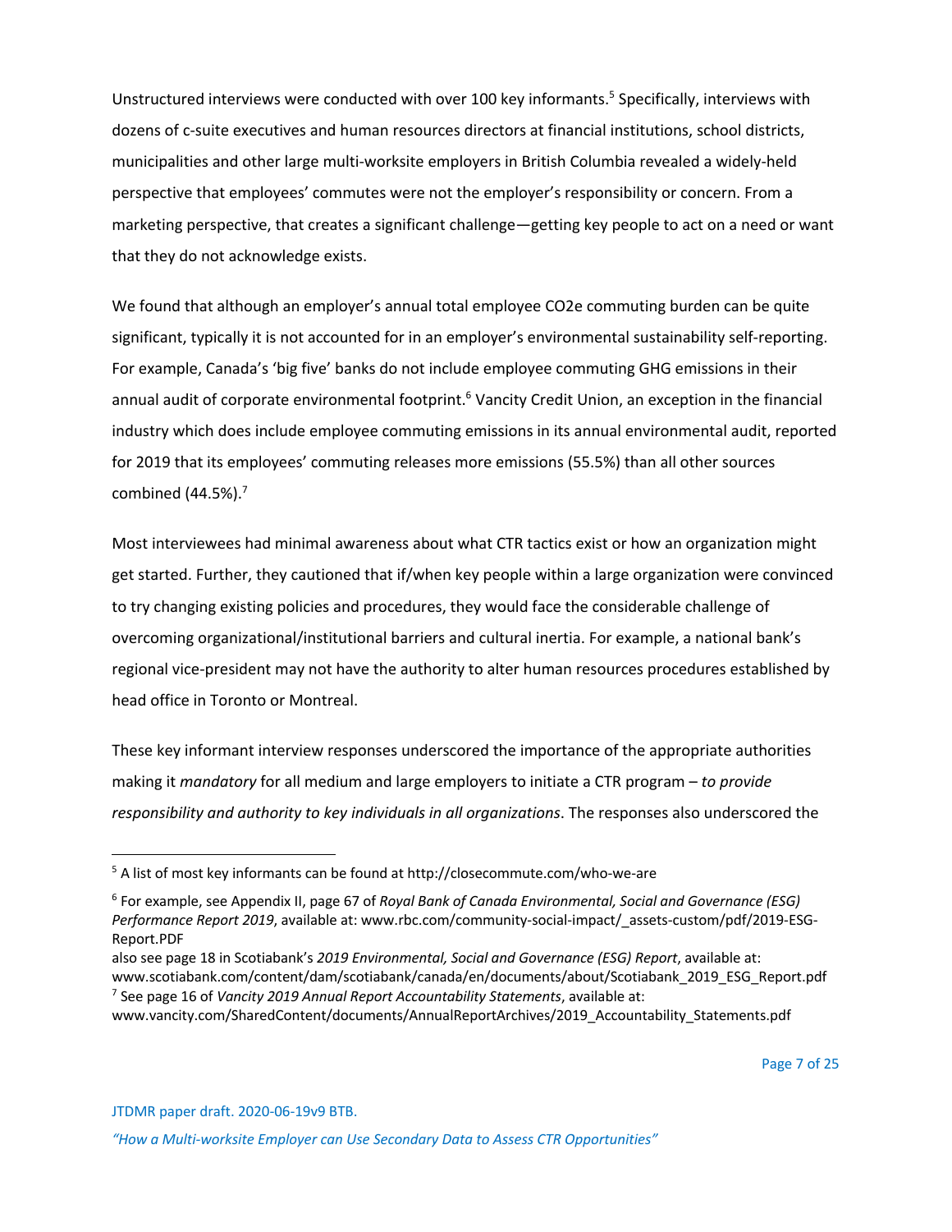Unstructured interviews were conducted with over 100 key informants.[5] Specifically, interviews with dozens of c-suite executives and human resources directors at financial institutions, school districts, municipalities and other large multi-worksite employers in British Columbia revealed a widely-held perspective that employees' commutes were not the employer's responsibility or concern. From a marketing perspective, that creates a significant challenge—getting key people to act on a need or want that they do not acknowledge exists.

We found that although an employer's annual total employee $CO_2e$ commuting burden can be quite significant, typically it is not accounted for in an employer's environmental sustainability self-reporting. For example, Canada's 'big five' banks do not include employee commuting GHG emissions in their annual audit of corporate environmental footprint.[6] Vancity Credit Union, an exception in the financial industry which does include employee commuting emissions in its annual environmental audit, reported for 2019 that its employees' commuting releases more emissions (55.5%) than all other sources combined (44.5%).[7]

Most interviewees had minimal awareness about what CTR tactics exist or how an organization might get started. Further, they cautioned that if/when key people within a large organization were convinced to try changing existing policies and procedures, they would face the considerable challenge of overcoming organizational/institutional barriers and cultural inertia. For example, a national bank's regional vice-president may not have the authority to alter human resources procedures established by head office in Toronto or Montreal.

These key informant interview responses underscored the importance of the appropriate authorities making it *mandatory* for all medium and large employers to initiate a CTR program – *to provide responsibility and authority to key individuals in all organizations*. The responses also underscored the

---

[5] A list of most key informants can be found at http://closecommute.com/who-we-are

[6] For example, see Appendix II, page 67 of *Royal Bank of Canada Environmental, Social and Governance (ESG) Performance Report 2019*, available at: www.rbc.com/community-social-impact/_assets-custom/pdf/2019-ESG-Report.PDF
also see page 18 in Scotiabank's *2019 Environmental, Social and Governance (ESG) Report*, available at: www.scotiabank.com/content/dam/scotiabank/canada/en/documents/about/Scotiabank_2019_ESG_Report.pdf

[7] See page 16 of *Vancity 2019 Annual Report Accountability Statements*, available at: www.vancity.com/SharedContent/documents/AnnualReportArchives/2019_Accountability_Statements.pdf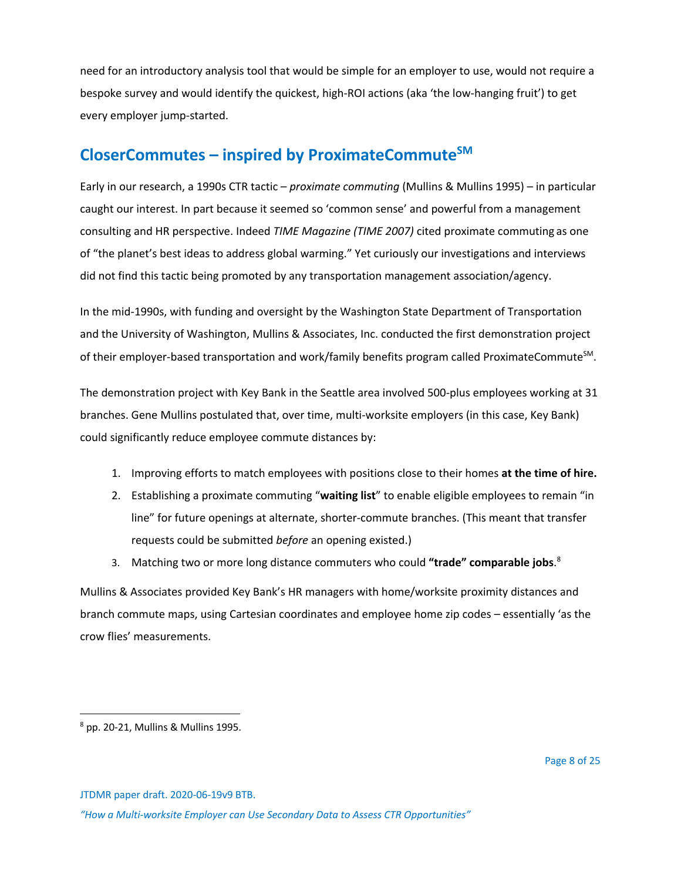need for an introductory analysis tool that would be simple for an employer to use, would not require a bespoke survey and would identify the quickest, high-ROI actions (aka 'the low-hanging fruit') to get every employer jump-started.

## CloserCommutes – inspired by ProximateCommute[SM]

Early in our research, a 1990s CTR tactic – *proximate commuting* (Mullins & Mullins 1995) – in particular caught our interest. In part because it seemed so 'common sense' and powerful from a management consulting and HR perspective. Indeed *TIME Magazine (TIME 2007)* cited proximate commuting as one of "the planet's best ideas to address global warming." Yet curiously our investigations and interviews did not find this tactic being promoted by any transportation management association/agency.

In the mid-1990s, with funding and oversight by the Washington State Department of Transportation and the University of Washington, Mullins & Associates, Inc. conducted the first demonstration project of their employer-based transportation and work/family benefits program called ProximateCommute[SM].

The demonstration project with Key Bank in the Seattle area involved 500-plus employees working at 31 branches. Gene Mullins postulated that, over time, multi-worksite employers (in this case, Key Bank) could significantly reduce employee commute distances by:

1. Improving efforts to match employees with positions close to their homes **at the time of hire.**
2. Establishing a proximate commuting "**waiting list**" to enable eligible employees to remain "in line" for future openings at alternate, shorter-commute branches. (This meant that transfer requests could be submitted *before* an opening existed.)
3. Matching two or more long distance commuters who could **"trade" comparable jobs**.[8]

Mullins & Associates provided Key Bank's HR managers with home/worksite proximity distances and branch commute maps, using Cartesian coordinates and employee home zip codes – essentially 'as the crow flies' measurements.

---

[8] pp. 20-21, Mullins & Mullins 1995.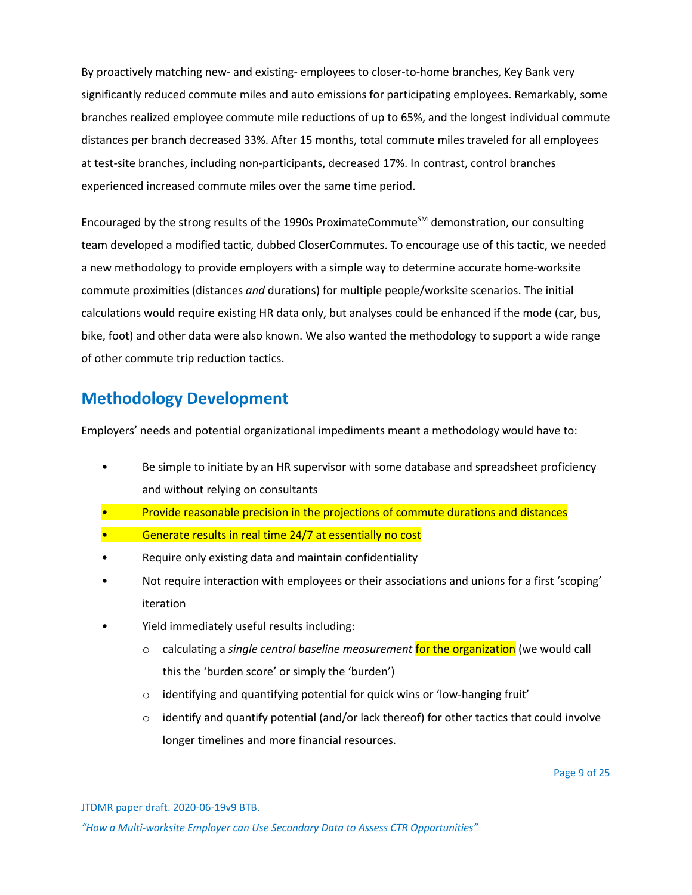By proactively matching new- and existing- employees to closer-to-home branches, Key Bank very significantly reduced commute miles and auto emissions for participating employees. Remarkably, some branches realized employee commute mile reductions of up to 65%, and the longest individual commute distances per branch decreased 33%. After 15 months, total commute miles traveled for all employees at test-site branches, including non-participants, decreased 17%. In contrast, control branches experienced increased commute miles over the same time period.

Encouraged by the strong results of the 1990s ProximateCommute℠ demonstration, our consulting team developed a modified tactic, dubbed CloserCommutes. To encourage use of this tactic, we needed a new methodology to provide employers with a simple way to determine accurate home-worksite commute proximities (distances *and* durations) for multiple people/worksite scenarios. The initial calculations would require existing HR data only, but analyses could be enhanced if the mode (car, bus, bike, foot) and other data were also known. We also wanted the methodology to support a wide range of other commute trip reduction tactics.

## Methodology Development

Employers' needs and potential organizational impediments meant a methodology would have to:

- Be simple to initiate by an HR supervisor with some database and spreadsheet proficiency and without relying on consultants
- Provide reasonable precision in the projections of commute durations and distances
- Generate results in real time 24/7 at essentially no cost
- Require only existing data and maintain confidentiality
- Not require interaction with employees or their associations and unions for a first 'scoping' iteration
- Yield immediately useful results including:
  - calculating a *single central baseline measurement* for the organization (we would call this the 'burden score' or simply the 'burden')
  - identifying and quantifying potential for quick wins or 'low-hanging fruit'
  - identify and quantify potential (and/or lack thereof) for other tactics that could involve longer timelines and more financial resources.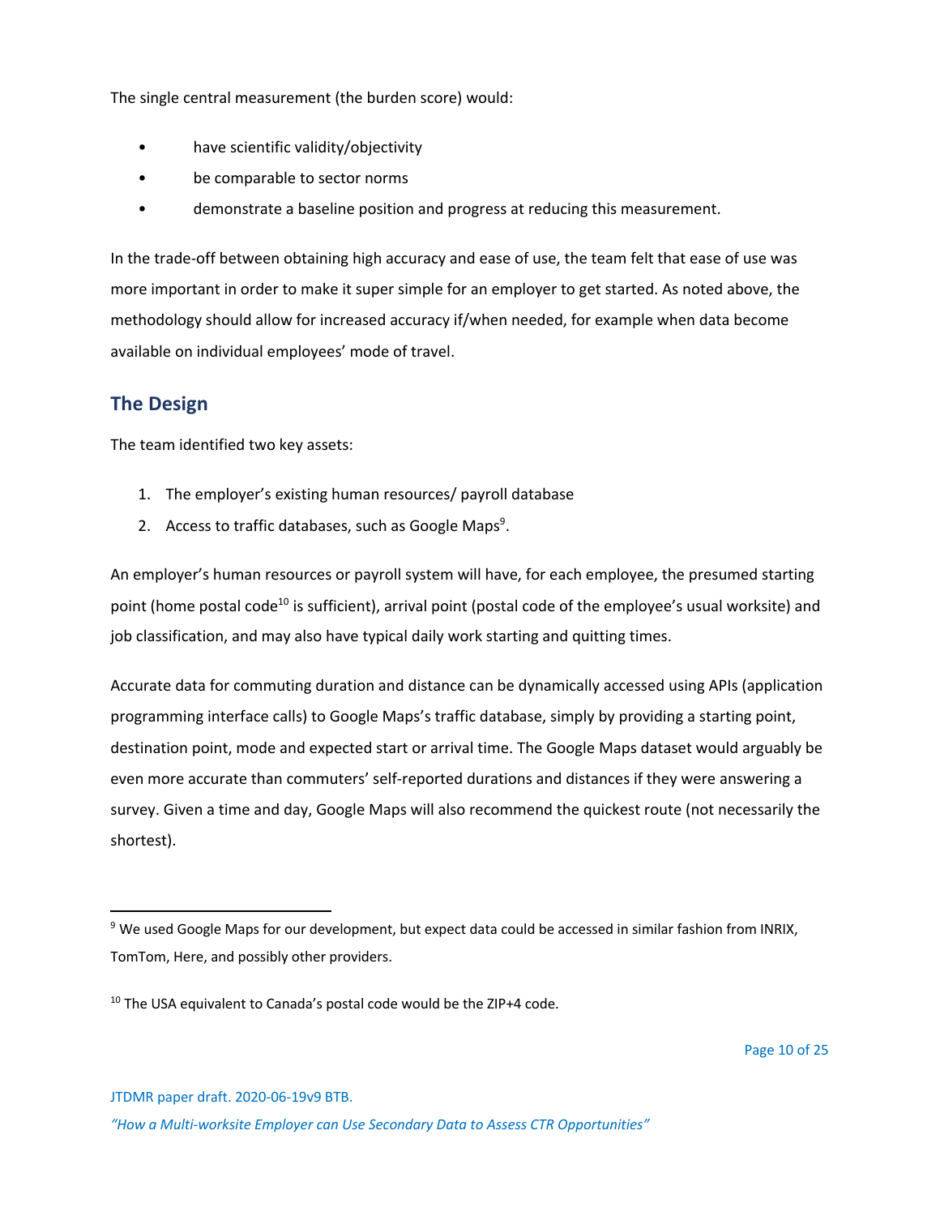The single central measurement (the burden score) would:

- have scientific validity/objectivity
- be comparable to sector norms
- demonstrate a baseline position and progress at reducing this measurement.

In the trade-off between obtaining high accuracy and ease of use, the team felt that ease of use was more important in order to make it super simple for an employer to get started. As noted above, the methodology should allow for increased accuracy if/when needed, for example when data become available on individual employees' mode of travel.

## The Design

The team identified two key assets:

1. The employer's existing human resources/ payroll database
2. Access to traffic databases, such as Google Maps[9].

An employer's human resources or payroll system will have, for each employee, the presumed starting point (home postal code[10] is sufficient), arrival point (postal code of the employee's usual worksite) and job classification, and may also have typical daily work starting and quitting times.

Accurate data for commuting duration and distance can be dynamically accessed using APIs (application programming interface calls) to Google Maps's traffic database, simply by providing a starting point, destination point, mode and expected start or arrival time. The Google Maps dataset would arguably be even more accurate than commuters' self-reported durations and distances if they were answering a survey. Given a time and day, Google Maps will also recommend the quickest route (not necessarily the shortest).

---

[9] We used Google Maps for our development, but expect data could be accessed in similar fashion from INRIX, TomTom, Here, and possibly other providers.

[10] The USA equivalent to Canada's postal code would be the ZIP+4 code.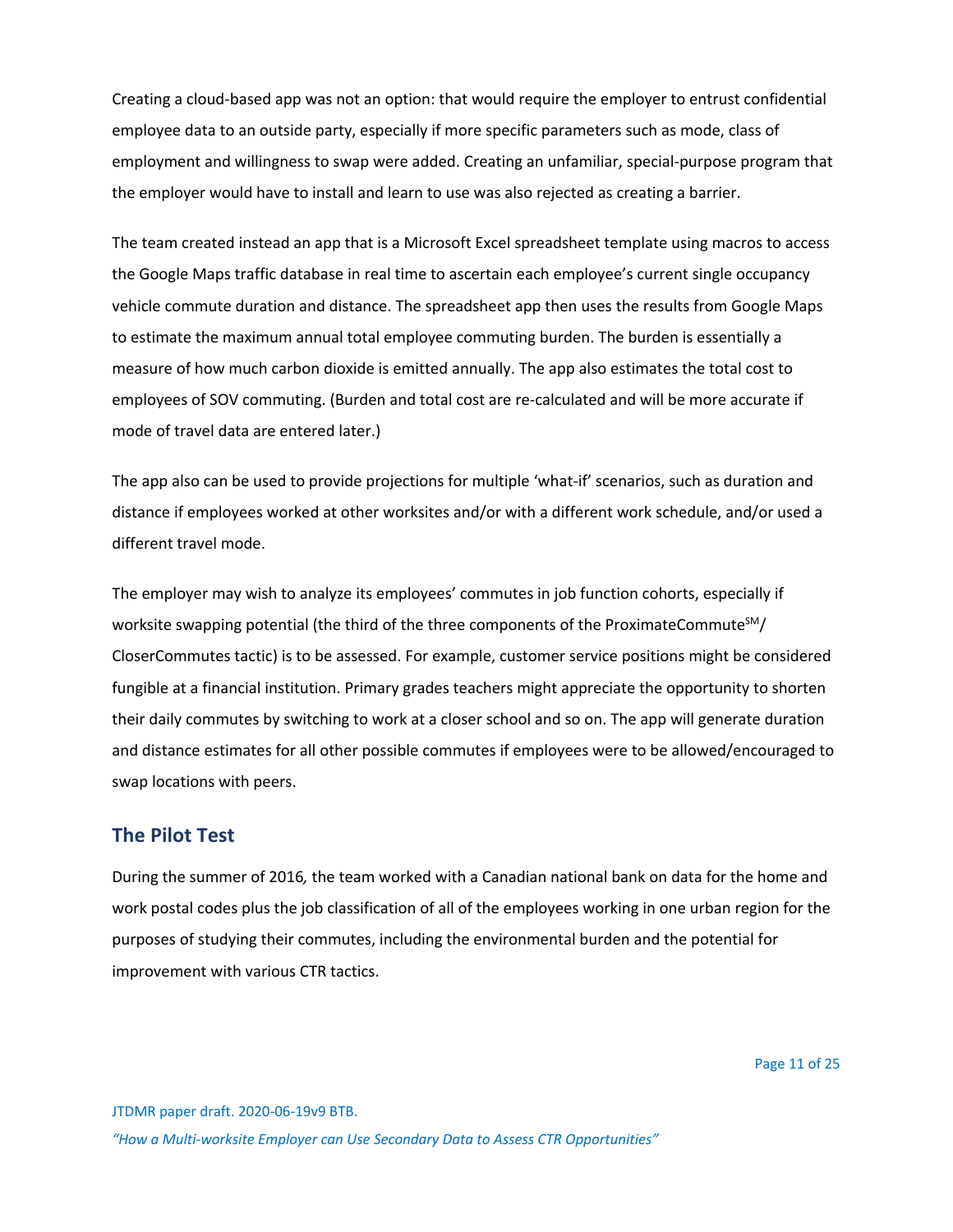Creating a cloud-based app was not an option: that would require the employer to entrust confidential employee data to an outside party, especially if more specific parameters such as mode, class of employment and willingness to swap were added. Creating an unfamiliar, special-purpose program that the employer would have to install and learn to use was also rejected as creating a barrier.

The team created instead an app that is a Microsoft Excel spreadsheet template using macros to access the Google Maps traffic database in real time to ascertain each employee's current single occupancy vehicle commute duration and distance. The spreadsheet app then uses the results from Google Maps to estimate the maximum annual total employee commuting burden. The burden is essentially a measure of how much carbon dioxide is emitted annually. The app also estimates the total cost to employees of SOV commuting. (Burden and total cost are re-calculated and will be more accurate if mode of travel data are entered later.)

The app also can be used to provide projections for multiple 'what-if' scenarios, such as duration and distance if employees worked at other worksites and/or with a different work schedule, and/or used a different travel mode.

The employer may wish to analyze its employees' commutes in job function cohorts, especially if worksite swapping potential (the third of the three components of the ProximateCommute[SM]/ CloserCommutes tactic) is to be assessed. For example, customer service positions might be considered fungible at a financial institution. Primary grades teachers might appreciate the opportunity to shorten their daily commutes by switching to work at a closer school and so on. The app will generate duration and distance estimates for all other possible commutes if employees were to be allowed/encouraged to swap locations with peers.

## The Pilot Test

During the summer of 2016, the team worked with a Canadian national bank on data for the home and work postal codes plus the job classification of all of the employees working in one urban region for the purposes of studying their commutes, including the environmental burden and the potential for improvement with various CTR tactics.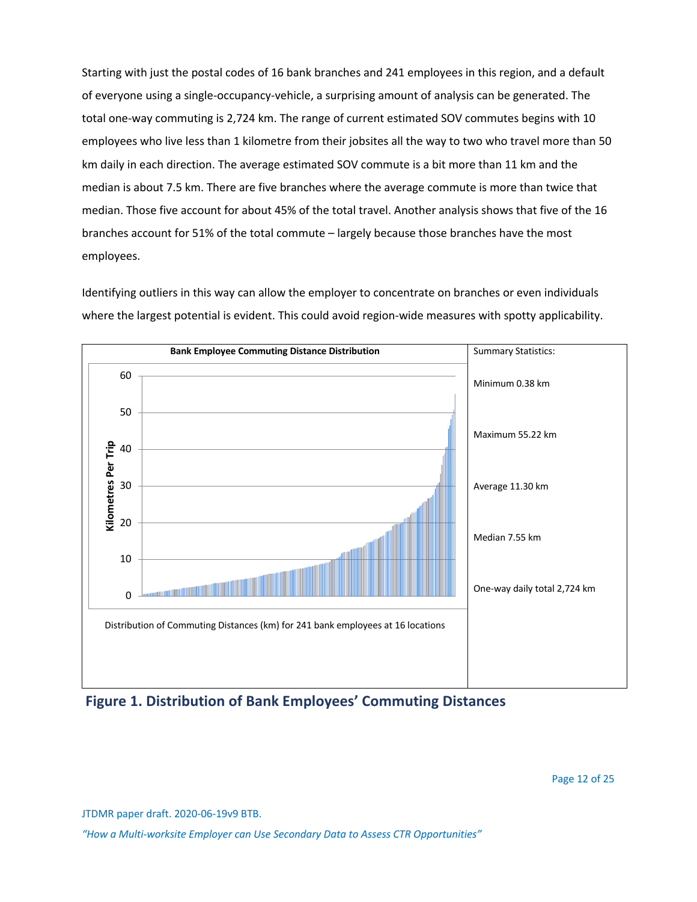Starting with just the postal codes of 16 bank branches and 241 employees in this region, and a default of everyone using a single-occupancy-vehicle, a surprising amount of analysis can be generated. The total one-way commuting is 2,724 km. The range of current estimated SOV commutes begins with 10 employees who live less than 1 kilometre from their jobsites all the way to two who travel more than 50 km daily in each direction. The average estimated SOV commute is a bit more than 11 km and the median is about 7.5 km. There are five branches where the average commute is more than twice that median. Those five account for about 45% of the total travel. Another analysis shows that five of the 16 branches account for 51% of the total commute – largely because those branches have the most employees.

Identifying outliers in this way can allow the employer to concentrate on branches or even individuals where the largest potential is evident. This could avoid region-wide measures with spotty applicability.

**Bank Employee Commuting Distance Distribution**

Distribution of Commuting Distances (km) for 241 bank employees at 16 locations

Summary Statistics:

- Minimum 0.38 km
- Maximum 55.22 km
- Average 11.30 km
- Median 7.55 km
- One-way daily total 2,724 km

**Figure 1. Distribution of Bank Employees' Commuting Distances**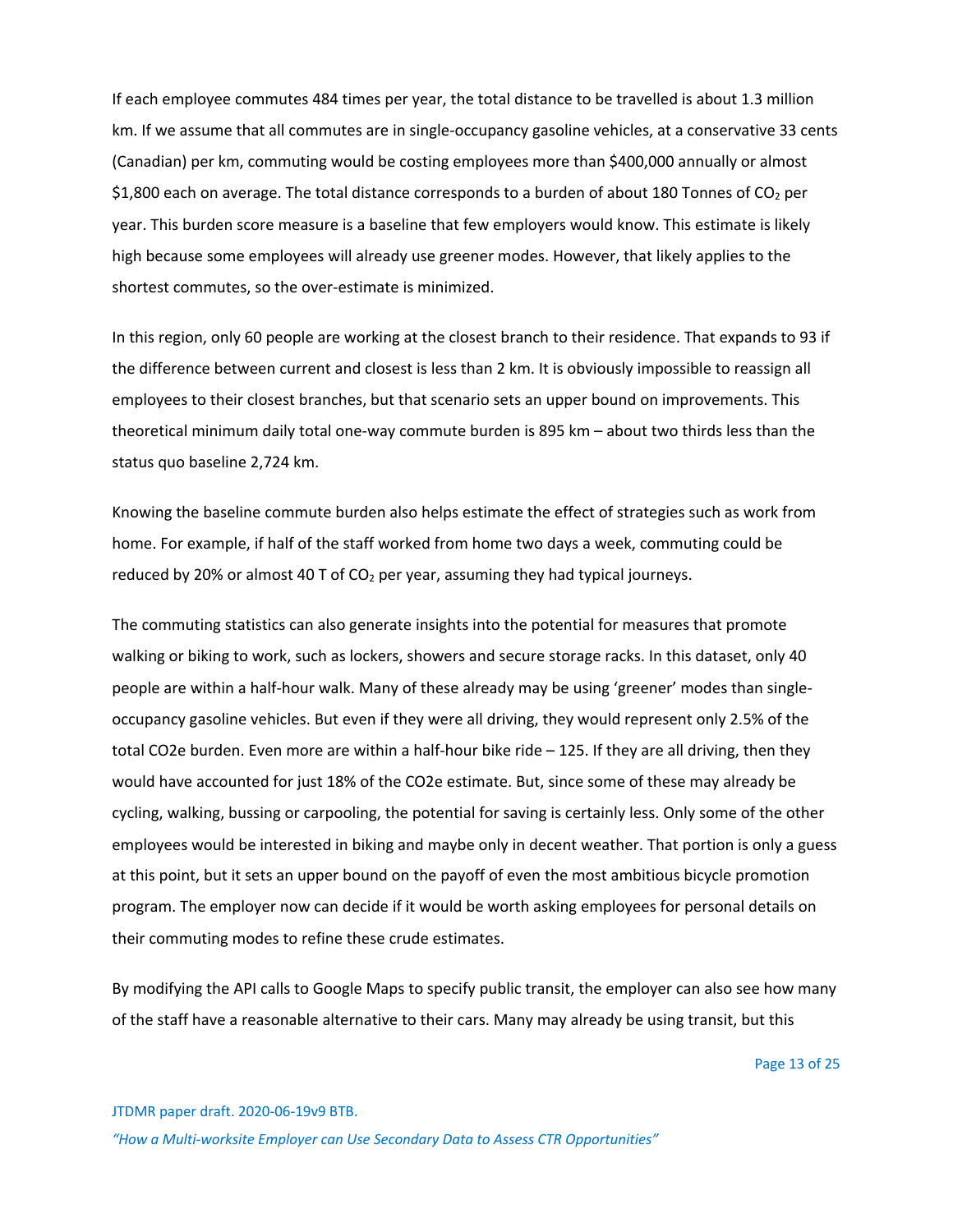If each employee commutes 484 times per year, the total distance to be travelled is about 1.3 million km. If we assume that all commutes are in single-occupancy gasoline vehicles, at a conservative 33 cents (Canadian) per km, commuting would be costing employees more than $400,000 annually or almost $1,800 each on average. The total distance corresponds to a burden of about 180 Tonnes of $CO_2$ per year. This burden score measure is a baseline that few employers would know. This estimate is likely high because some employees will already use greener modes. However, that likely applies to the shortest commutes, so the over-estimate is minimized.

In this region, only 60 people are working at the closest branch to their residence. That expands to 93 if the difference between current and closest is less than 2 km. It is obviously impossible to reassign all employees to their closest branches, but that scenario sets an upper bound on improvements. This theoretical minimum daily total one-way commute burden is 895 km – about two thirds less than the status quo baseline 2,724 km.

Knowing the baseline commute burden also helps estimate the effect of strategies such as work from home. For example, if half of the staff worked from home two days a week, commuting could be reduced by 20% or almost 40 T of $CO_2$ per year, assuming they had typical journeys.

The commuting statistics can also generate insights into the potential for measures that promote walking or biking to work, such as lockers, showers and secure storage racks. In this dataset, only 40 people are within a half-hour walk. Many of these already may be using 'greener' modes than single-occupancy gasoline vehicles. But even if they were all driving, they would represent only 2.5% of the total CO2e burden. Even more are within a half-hour bike ride – 125. If they are all driving, then they would have accounted for just 18% of the CO2e estimate. But, since some of these may already be cycling, walking, bussing or carpooling, the potential for saving is certainly less. Only some of the other employees would be interested in biking and maybe only in decent weather. That portion is only a guess at this point, but it sets an upper bound on the payoff of even the most ambitious bicycle promotion program. The employer now can decide if it would be worth asking employees for personal details on their commuting modes to refine these crude estimates.

By modifying the API calls to Google Maps to specify public transit, the employer can also see how many of the staff have a reasonable alternative to their cars. Many may already be using transit, but this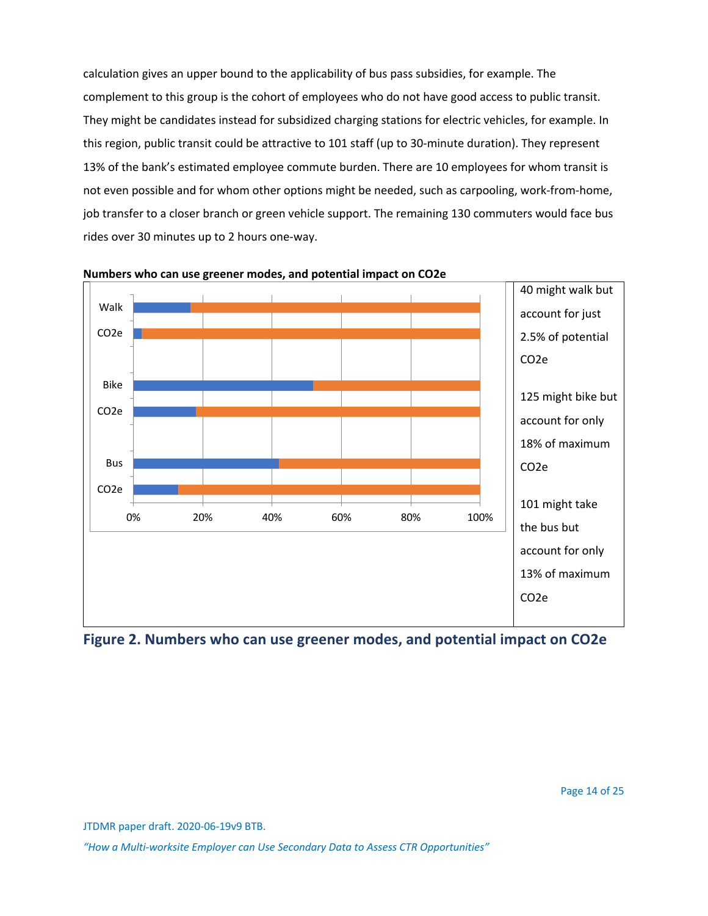calculation gives an upper bound to the applicability of bus pass subsidies, for example. The complement to this group is the cohort of employees who do not have good access to public transit. They might be candidates instead for subsidized charging stations for electric vehicles, for example. In this region, public transit could be attractive to 101 staff (up to 30-minute duration). They represent 13% of the bank's estimated employee commute burden. There are 10 employees for whom transit is not even possible and for whom other options might be needed, such as carpooling, work-from-home, job transfer to a closer branch or green vehicle support. The remaining 130 commuters would face bus rides over 30 minutes up to 2 hours one-way.

**Numbers who can use greener modes, and potential impact on CO2e**

40 might walk but account for just 2.5% of potential CO2e

125 might bike but account for only 18% of maximum CO2e

101 might take the bus but account for only 13% of maximum CO2e

**Figure 2. Numbers who can use greener modes, and potential impact on CO2e**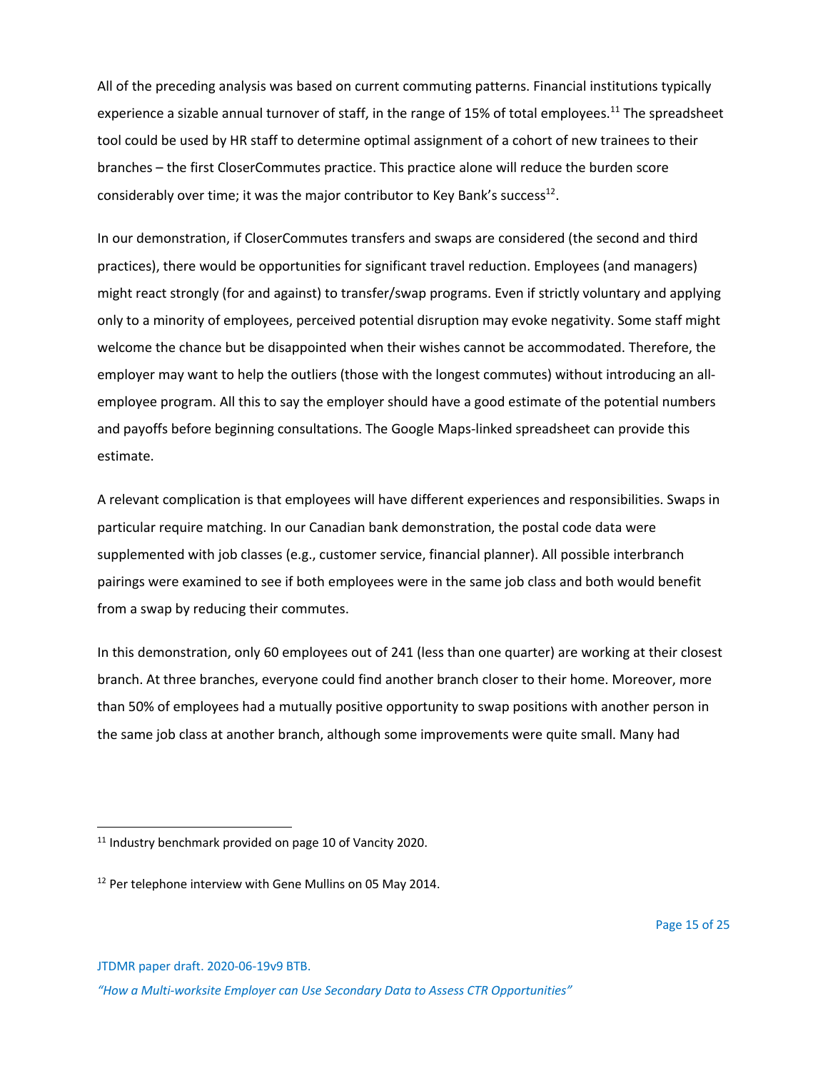All of the preceding analysis was based on current commuting patterns. Financial institutions typically experience a sizable annual turnover of staff, in the range of 15% of total employees.[11] The spreadsheet tool could be used by HR staff to determine optimal assignment of a cohort of new trainees to their branches – the first CloserCommutes practice. This practice alone will reduce the burden score considerably over time; it was the major contributor to Key Bank's success[12].

In our demonstration, if CloserCommutes transfers and swaps are considered (the second and third practices), there would be opportunities for significant travel reduction. Employees (and managers) might react strongly (for and against) to transfer/swap programs. Even if strictly voluntary and applying only to a minority of employees, perceived potential disruption may evoke negativity. Some staff might welcome the chance but be disappointed when their wishes cannot be accommodated. Therefore, the employer may want to help the outliers (those with the longest commutes) without introducing an all-employee program. All this to say the employer should have a good estimate of the potential numbers and payoffs before beginning consultations. The Google Maps-linked spreadsheet can provide this estimate.

A relevant complication is that employees will have different experiences and responsibilities. Swaps in particular require matching. In our Canadian bank demonstration, the postal code data were supplemented with job classes (e.g., customer service, financial planner). All possible interbranch pairings were examined to see if both employees were in the same job class and both would benefit from a swap by reducing their commutes.

In this demonstration, only 60 employees out of 241 (less than one quarter) are working at their closest branch. At three branches, everyone could find another branch closer to their home. Moreover, more than 50% of employees had a mutually positive opportunity to swap positions with another person in the same job class at another branch, although some improvements were quite small. Many had

---

[11] Industry benchmark provided on page 10 of Vancity 2020.

[12] Per telephone interview with Gene Mullins on 05 May 2014.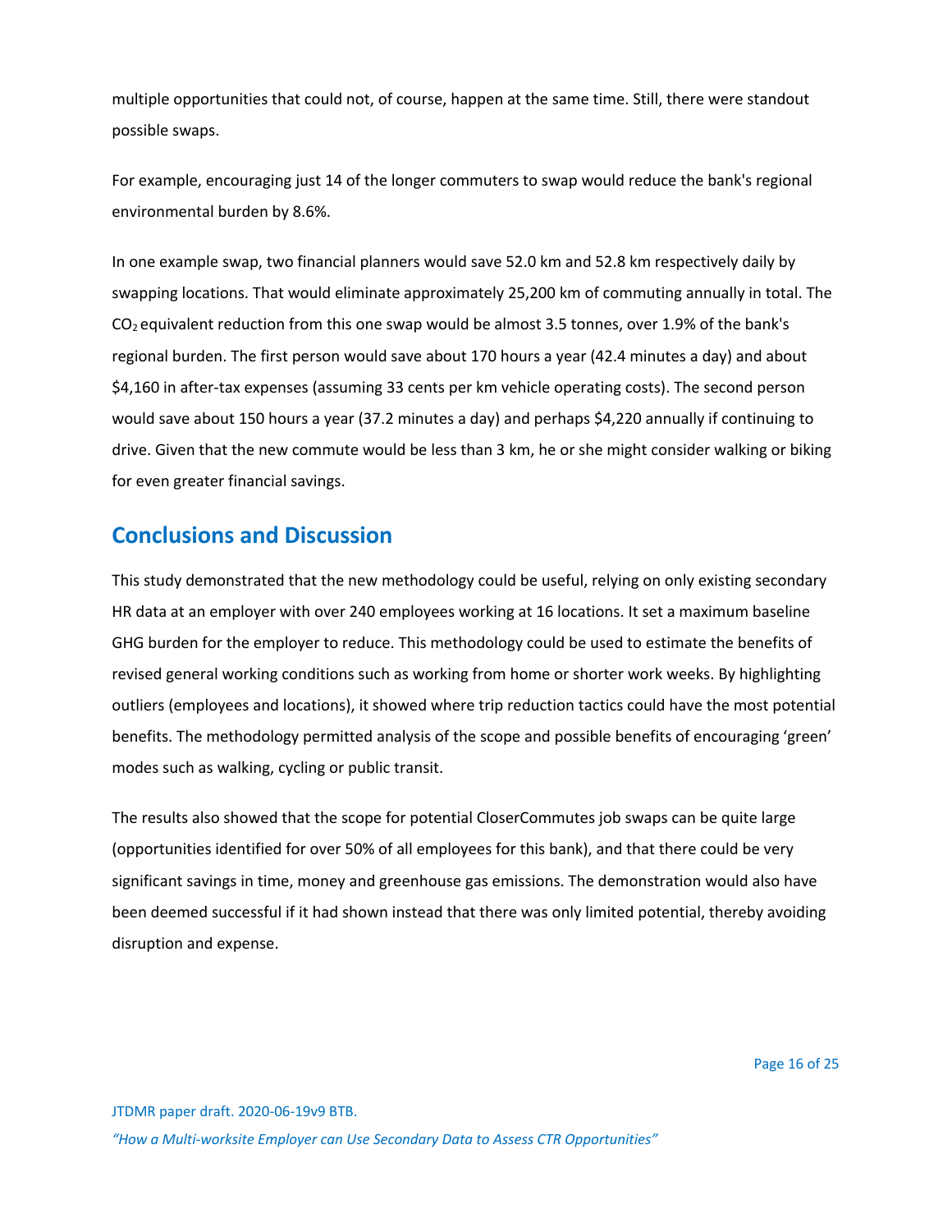multiple opportunities that could not, of course, happen at the same time. Still, there were standout possible swaps.

For example, encouraging just 14 of the longer commuters to swap would reduce the bank's regional environmental burden by 8.6%.

In one example swap, two financial planners would save 52.0 km and 52.8 km respectively daily by swapping locations. That would eliminate approximately 25,200 km of commuting annually in total. The $CO_2$ equivalent reduction from this one swap would be almost 3.5 tonnes, over 1.9% of the bank's regional burden. The first person would save about 170 hours a year (42.4 minutes a day) and about $4,160 in after-tax expenses (assuming 33 cents per km vehicle operating costs). The second person would save about 150 hours a year (37.2 minutes a day) and perhaps $4,220 annually if continuing to drive. Given that the new commute would be less than 3 km, he or she might consider walking or biking for even greater financial savings.

## Conclusions and Discussion

This study demonstrated that the new methodology could be useful, relying on only existing secondary HR data at an employer with over 240 employees working at 16 locations. It set a maximum baseline GHG burden for the employer to reduce. This methodology could be used to estimate the benefits of revised general working conditions such as working from home or shorter work weeks. By highlighting outliers (employees and locations), it showed where trip reduction tactics could have the most potential benefits. The methodology permitted analysis of the scope and possible benefits of encouraging 'green' modes such as walking, cycling or public transit.

The results also showed that the scope for potential CloserCommutes job swaps can be quite large (opportunities identified for over 50% of all employees for this bank), and that there could be very significant savings in time, money and greenhouse gas emissions. The demonstration would also have been deemed successful if it had shown instead that there was only limited potential, thereby avoiding disruption and expense.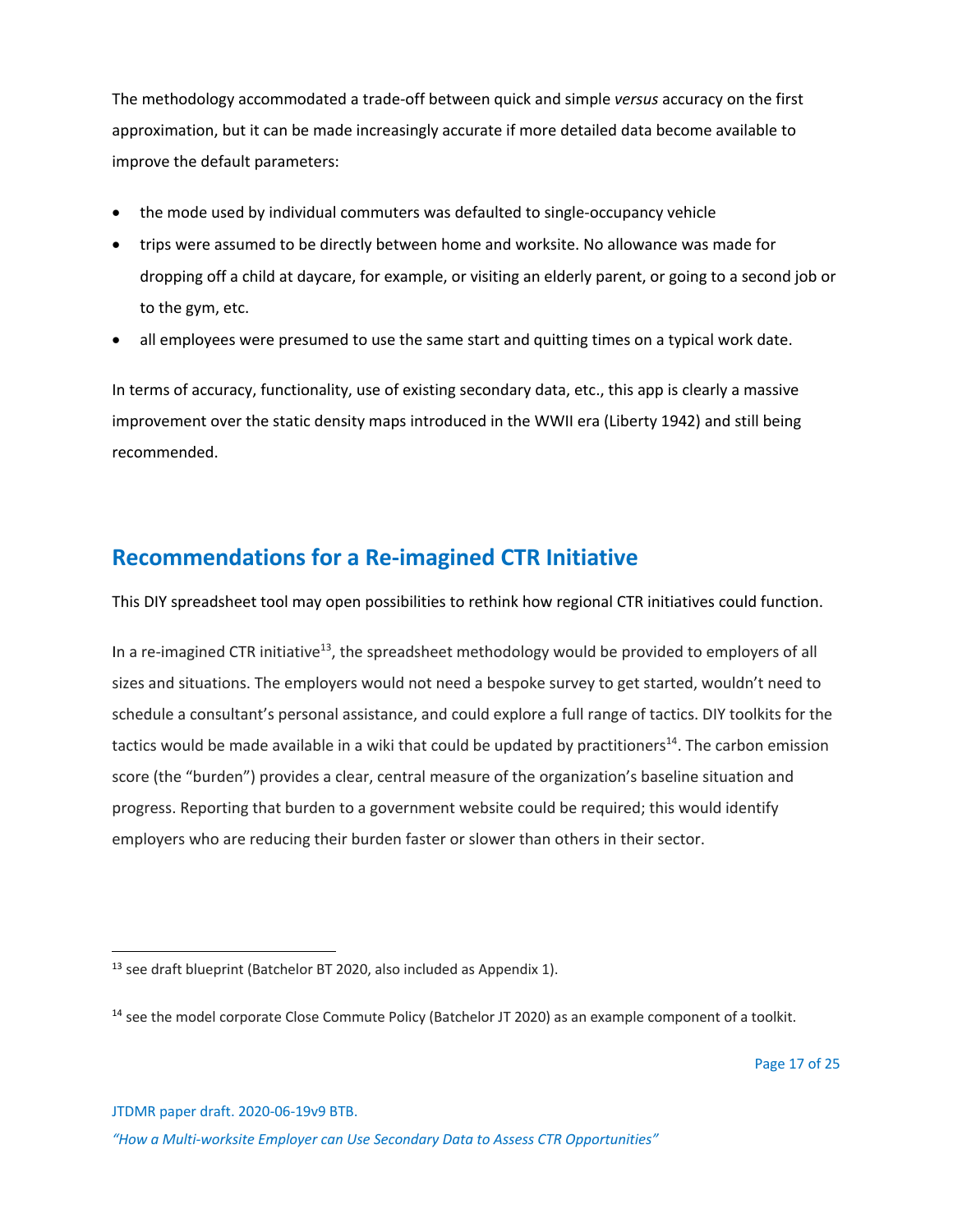The methodology accommodated a trade-off between quick and simple *versus* accuracy on the first approximation, but it can be made increasingly accurate if more detailed data become available to improve the default parameters:

- the mode used by individual commuters was defaulted to single-occupancy vehicle
- trips were assumed to be directly between home and worksite. No allowance was made for dropping off a child at daycare, for example, or visiting an elderly parent, or going to a second job or to the gym, etc.
- all employees were presumed to use the same start and quitting times on a typical work date.

In terms of accuracy, functionality, use of existing secondary data, etc., this app is clearly a massive improvement over the static density maps introduced in the WWII era (Liberty 1942) and still being recommended.

## Recommendations for a Re-imagined CTR Initiative

This DIY spreadsheet tool may open possibilities to rethink how regional CTR initiatives could function.

In a re-imagined CTR initiative[13], the spreadsheet methodology would be provided to employers of all sizes and situations. The employers would not need a bespoke survey to get started, wouldn't need to schedule a consultant's personal assistance, and could explore a full range of tactics. DIY toolkits for the tactics would be made available in a wiki that could be updated by practitioners[14]. The carbon emission score (the "burden") provides a clear, central measure of the organization's baseline situation and progress. Reporting that burden to a government website could be required; this would identify employers who are reducing their burden faster or slower than others in their sector.

---

[13] see draft blueprint (Batchelor BT 2020, also included as Appendix 1).

[14] see the model corporate Close Commute Policy (Batchelor JT 2020) as an example component of a toolkit.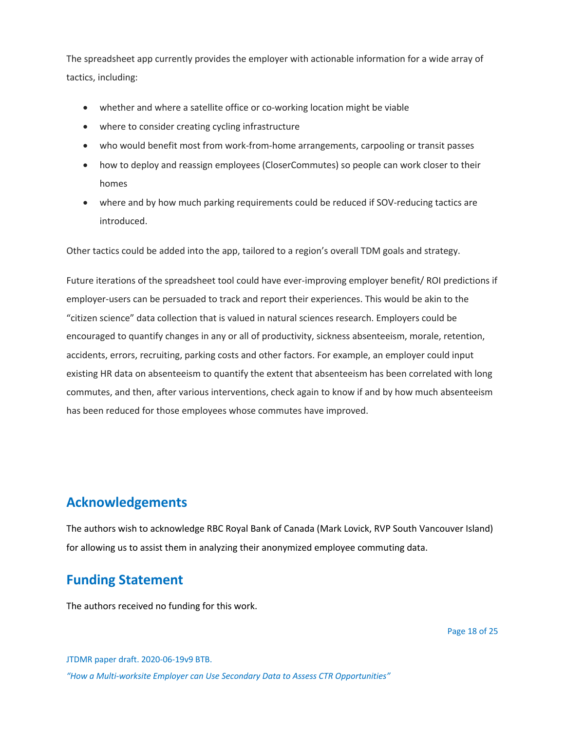The spreadsheet app currently provides the employer with actionable information for a wide array of tactics, including:

- whether and where a satellite office or co-working location might be viable
- where to consider creating cycling infrastructure
- who would benefit most from work-from-home arrangements, carpooling or transit passes
- how to deploy and reassign employees (CloserCommutes) so people can work closer to their homes
- where and by how much parking requirements could be reduced if SOV-reducing tactics are introduced.

Other tactics could be added into the app, tailored to a region's overall TDM goals and strategy.

Future iterations of the spreadsheet tool could have ever-improving employer benefit/ ROI predictions if employer-users can be persuaded to track and report their experiences. This would be akin to the "citizen science" data collection that is valued in natural sciences research. Employers could be encouraged to quantify changes in any or all of productivity, sickness absenteeism, morale, retention, accidents, errors, recruiting, parking costs and other factors. For example, an employer could input existing HR data on absenteeism to quantify the extent that absenteeism has been correlated with long commutes, and then, after various interventions, check again to know if and by how much absenteeism has been reduced for those employees whose commutes have improved.

## Acknowledgements

The authors wish to acknowledge RBC Royal Bank of Canada (Mark Lovick, RVP South Vancouver Island) for allowing us to assist them in analyzing their anonymized employee commuting data.

## Funding Statement

The authors received no funding for this work.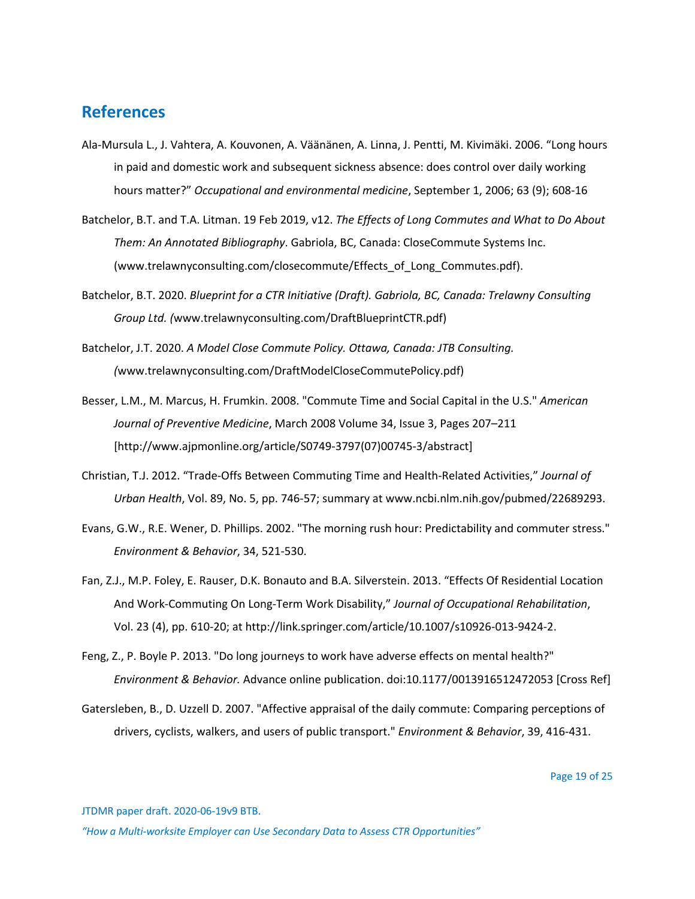## References

Ala-Mursula L., J. Vahtera, A. Kouvonen, A. Väänänen, A. Linna, J. Pentti, M. Kivimäki. 2006. "Long hours in paid and domestic work and subsequent sickness absence: does control over daily working hours matter?" *Occupational and environmental medicine*, September 1, 2006; 63 (9); 608-16

Batchelor, B.T. and T.A. Litman. 19 Feb 2019, v12. *The Effects of Long Commutes and What to Do About Them: An Annotated Bibliography*. Gabriola, BC, Canada: CloseCommute Systems Inc. (www.trelawnyconsulting.com/closecommute/Effects_of_Long_Commutes.pdf).

Batchelor, B.T. 2020. *Blueprint for a CTR Initiative (Draft). Gabriola, BC, Canada: Trelawny Consulting Group Ltd. (*www.trelawnyconsulting.com/DraftBlueprintCTR.pdf)

Batchelor, J.T. 2020. *A Model Close Commute Policy. Ottawa, Canada: JTB Consulting. (*www.trelawnyconsulting.com/DraftModelCloseCommutePolicy.pdf)

Besser, L.M., M. Marcus, H. Frumkin. 2008. "Commute Time and Social Capital in the U.S." *American Journal of Preventive Medicine*, March 2008 Volume 34, Issue 3, Pages 207–211 [http://www.ajpmonline.org/article/S0749-3797(07)00745-3/abstract]

Christian, T.J. 2012. "Trade-Offs Between Commuting Time and Health-Related Activities," *Journal of Urban Health*, Vol. 89, No. 5, pp. 746-57; summary at www.ncbi.nlm.nih.gov/pubmed/22689293.

Evans, G.W., R.E. Wener, D. Phillips. 2002. "The morning rush hour: Predictability and commuter stress." *Environment & Behavior*, 34, 521-530.

Fan, Z.J., M.P. Foley, E. Rauser, D.K. Bonauto and B.A. Silverstein. 2013. "Effects Of Residential Location And Work-Commuting On Long-Term Work Disability," *Journal of Occupational Rehabilitation*, Vol. 23 (4), pp. 610-20; at http://link.springer.com/article/10.1007/s10926-013-9424-2.

Feng, Z., P. Boyle P. 2013. "Do long journeys to work have adverse effects on mental health?" *Environment & Behavior.* Advance online publication. doi:10.1177/0013916512472053 [Cross Ref]

Gatersleben, B., D. Uzzell D. 2007. "Affective appraisal of the daily commute: Comparing perceptions of drivers, cyclists, walkers, and users of public transport." *Environment & Behavior*, 39, 416-431.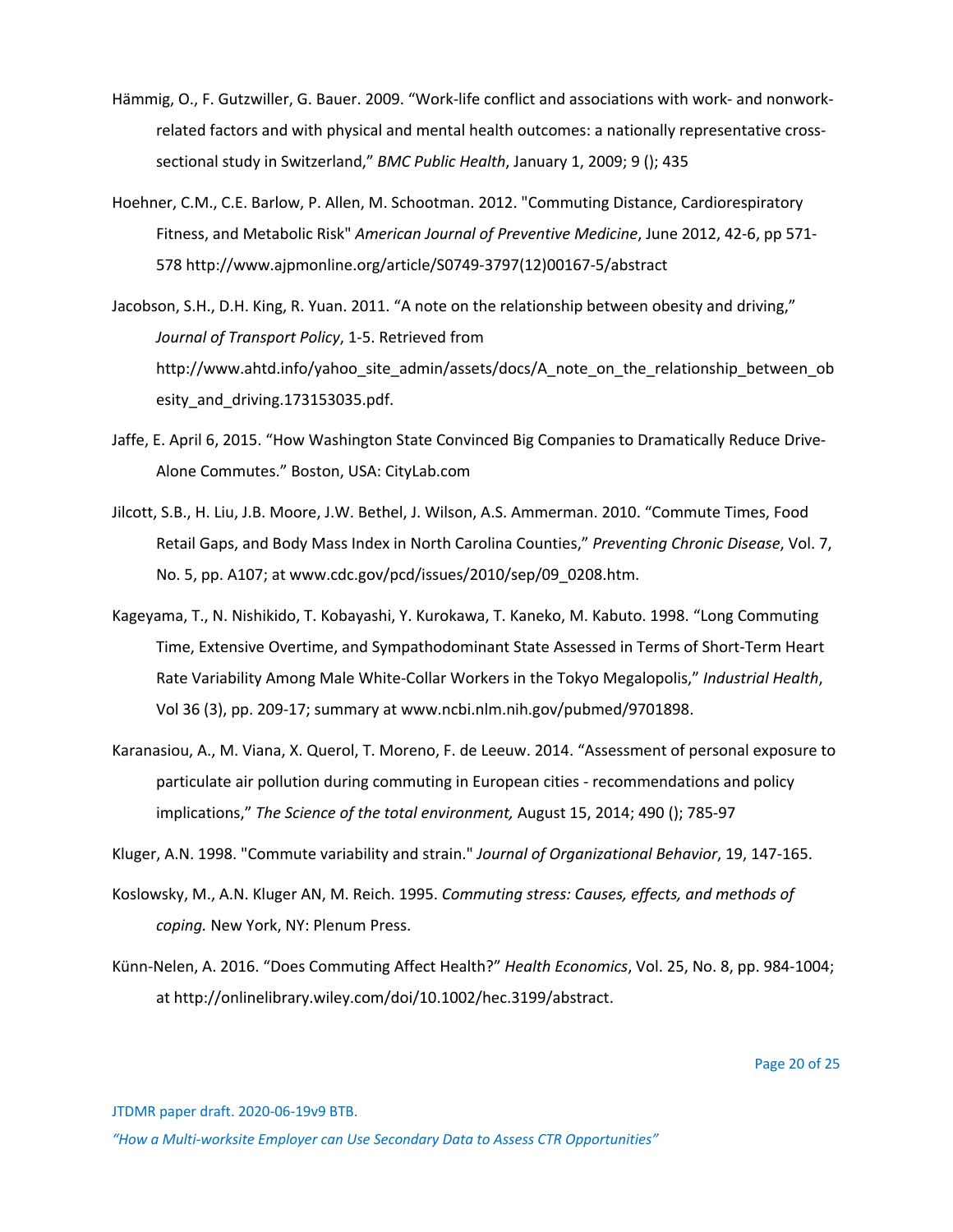Hämmig, O., F. Gutzwiller, G. Bauer. 2009. “Work-life conflict and associations with work- and nonwork-related factors and with physical and mental health outcomes: a nationally representative cross-sectional study in Switzerland,” *BMC Public Health*, January 1, 2009; 9 (); 435

Hoehner, C.M., C.E. Barlow, P. Allen, M. Schootman. 2012. "Commuting Distance, Cardiorespiratory Fitness, and Metabolic Risk" *American Journal of Preventive Medicine*, June 2012, 42-6, pp 571-578 http://www.ajpmonline.org/article/S0749-3797(12)00167-5/abstract

Jacobson, S.H., D.H. King, R. Yuan. 2011. “A note on the relationship between obesity and driving,” *Journal of Transport Policy*, 1-5. Retrieved from http://www.ahtd.info/yahoo_site_admin/assets/docs/A_note_on_the_relationship_between_obesity_and_driving.173153035.pdf.

Jaffe, E. April 6, 2015. “How Washington State Convinced Big Companies to Dramatically Reduce Drive-Alone Commutes.” Boston, USA: CityLab.com

Jilcott, S.B., H. Liu, J.B. Moore, J.W. Bethel, J. Wilson, A.S. Ammerman. 2010. “Commute Times, Food Retail Gaps, and Body Mass Index in North Carolina Counties,” *Preventing Chronic Disease*, Vol. 7, No. 5, pp. A107; at www.cdc.gov/pcd/issues/2010/sep/09_0208.htm.

Kageyama, T., N. Nishikido, T. Kobayashi, Y. Kurokawa, T. Kaneko, M. Kabuto. 1998. “Long Commuting Time, Extensive Overtime, and Sympathodominant State Assessed in Terms of Short-Term Heart Rate Variability Among Male White-Collar Workers in the Tokyo Megalopolis,” *Industrial Health*, Vol 36 (3), pp. 209-17; summary at www.ncbi.nlm.nih.gov/pubmed/9701898.

Karanasiou, A., M. Viana, X. Querol, T. Moreno, F. de Leeuw. 2014. “Assessment of personal exposure to particulate air pollution during commuting in European cities - recommendations and policy implications,” *The Science of the total environment,* August 15, 2014; 490 (); 785-97

Kluger, A.N. 1998. "Commute variability and strain." *Journal of Organizational Behavior*, 19, 147-165.

Koslowsky, M., A.N. Kluger AN, M. Reich. 1995. *Commuting stress: Causes, effects, and methods of coping.* New York, NY: Plenum Press.

Künn-Nelen, A. 2016. “Does Commuting Affect Health?” *Health Economics*, Vol. 25, No. 8, pp. 984-1004; at http://onlinelibrary.wiley.com/doi/10.1002/hec.3199/abstract.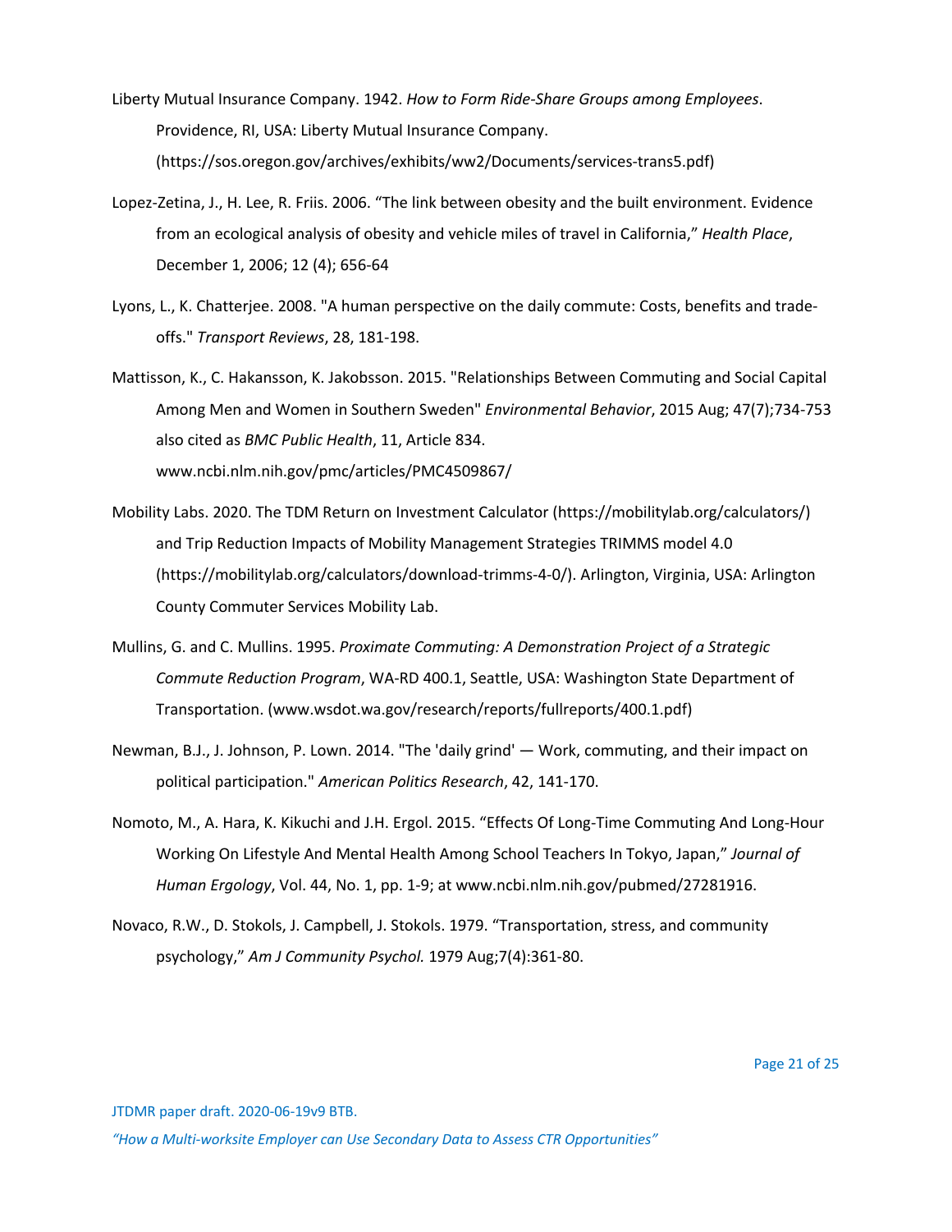Liberty Mutual Insurance Company. 1942. *How to Form Ride-Share Groups among Employees*. Providence, RI, USA: Liberty Mutual Insurance Company. (https://sos.oregon.gov/archives/exhibits/ww2/Documents/services-trans5.pdf)

Lopez-Zetina, J., H. Lee, R. Friis. 2006. "The link between obesity and the built environment. Evidence from an ecological analysis of obesity and vehicle miles of travel in California," *Health Place*, December 1, 2006; 12 (4); 656-64

Lyons, L., K. Chatterjee. 2008. "A human perspective on the daily commute: Costs, benefits and trade-offs." *Transport Reviews*, 28, 181-198.

Mattisson, K., C. Hakansson, K. Jakobsson. 2015. "Relationships Between Commuting and Social Capital Among Men and Women in Southern Sweden" *Environmental Behavior*, 2015 Aug; 47(7);734-753 also cited as *BMC Public Health*, 11, Article 834. www.ncbi.nlm.nih.gov/pmc/articles/PMC4509867/

Mobility Labs. 2020. The TDM Return on Investment Calculator (https://mobilitylab.org/calculators/) and Trip Reduction Impacts of Mobility Management Strategies TRIMMS model 4.0 (https://mobilitylab.org/calculators/download-trimms-4-0/). Arlington, Virginia, USA: Arlington County Commuter Services Mobility Lab.

Mullins, G. and C. Mullins. 1995. *Proximate Commuting: A Demonstration Project of a Strategic Commute Reduction Program*, WA-RD 400.1, Seattle, USA: Washington State Department of Transportation. (www.wsdot.wa.gov/research/reports/fullreports/400.1.pdf)

Newman, B.J., J. Johnson, P. Lown. 2014. "The 'daily grind' — Work, commuting, and their impact on political participation." *American Politics Research*, 42, 141-170.

Nomoto, M., A. Hara, K. Kikuchi and J.H. Ergol. 2015. "Effects Of Long-Time Commuting And Long-Hour Working On Lifestyle And Mental Health Among School Teachers In Tokyo, Japan," *Journal of Human Ergology*, Vol. 44, No. 1, pp. 1-9; at www.ncbi.nlm.nih.gov/pubmed/27281916.

Novaco, R.W., D. Stokols, J. Campbell, J. Stokols. 1979. "Transportation, stress, and community psychology," *Am J Community Psychol.* 1979 Aug;7(4):361-80.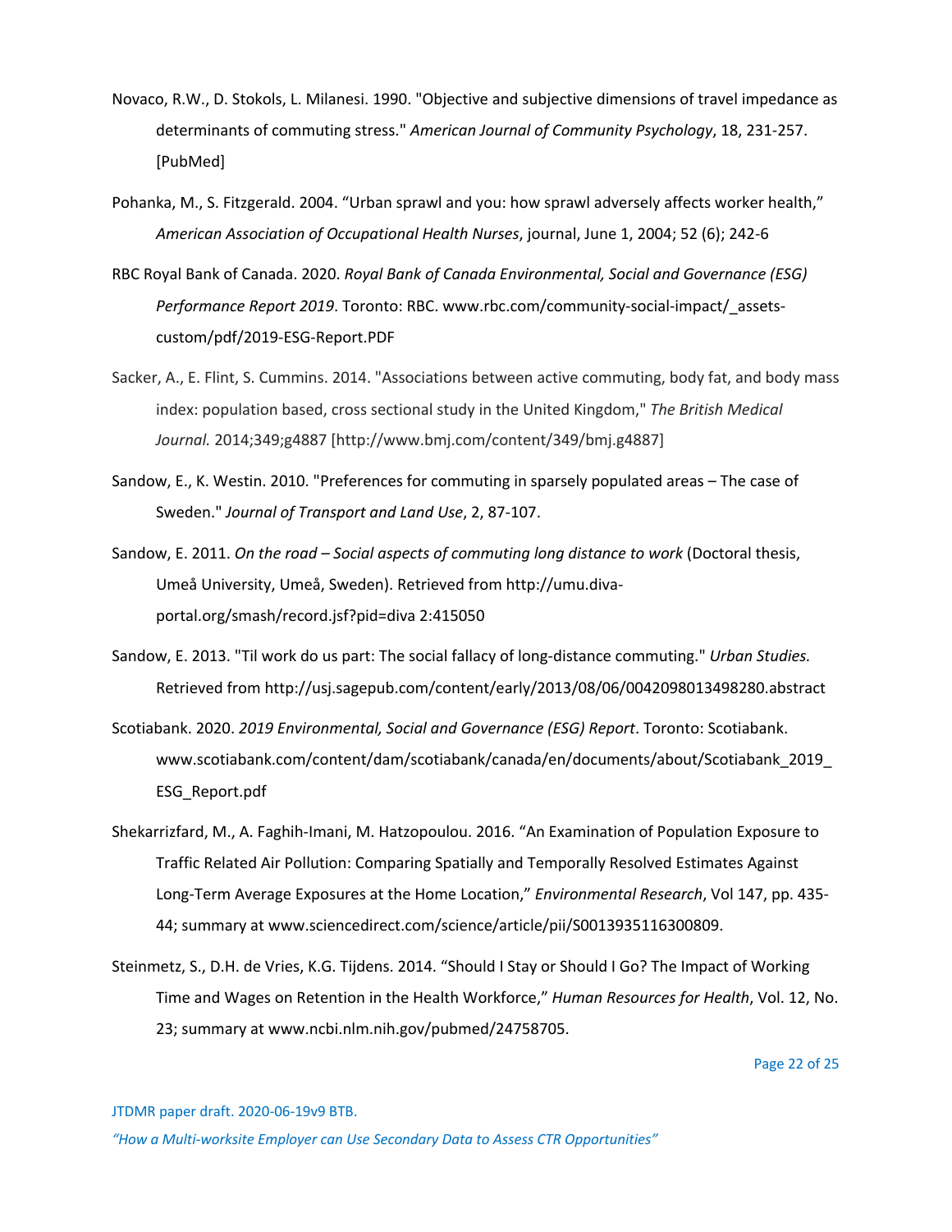Novaco, R.W., D. Stokols, L. Milanesi. 1990. "Objective and subjective dimensions of travel impedance as determinants of commuting stress." *American Journal of Community Psychology*, 18, 231-257. [PubMed]

Pohanka, M., S. Fitzgerald. 2004. "Urban sprawl and you: how sprawl adversely affects worker health," *American Association of Occupational Health Nurses*, journal, June 1, 2004; 52 (6); 242-6

RBC Royal Bank of Canada. 2020. *Royal Bank of Canada Environmental, Social and Governance (ESG) Performance Report 2019*. Toronto: RBC. www.rbc.com/community-social-impact/_assets-custom/pdf/2019-ESG-Report.PDF

Sacker, A., E. Flint, S. Cummins. 2014. "Associations between active commuting, body fat, and body mass index: population based, cross sectional study in the United Kingdom," *The British Medical Journal.* 2014;349;g4887 [http://www.bmj.com/content/349/bmj.g4887]

Sandow, E., K. Westin. 2010. "Preferences for commuting in sparsely populated areas – The case of Sweden." *Journal of Transport and Land Use*, 2, 87-107.

Sandow, E. 2011. *On the road – Social aspects of commuting long distance to work* (Doctoral thesis, Umeå University, Umeå, Sweden). Retrieved from http://umu.diva-portal.org/smash/record.jsf?pid=diva 2:415050

Sandow, E. 2013. "Til work do us part: The social fallacy of long-distance commuting." *Urban Studies.* Retrieved from http://usj.sagepub.com/content/early/2013/08/06/0042098013498280.abstract

Scotiabank. 2020. *2019 Environmental, Social and Governance (ESG) Report*. Toronto: Scotiabank. www.scotiabank.com/content/dam/scotiabank/canada/en/documents/about/Scotiabank_2019_ESG_Report.pdf

Shekarrizfard, M., A. Faghih-Imani, M. Hatzopoulou. 2016. "An Examination of Population Exposure to Traffic Related Air Pollution: Comparing Spatially and Temporally Resolved Estimates Against Long-Term Average Exposures at the Home Location," *Environmental Research*, Vol 147, pp. 435-44; summary at www.sciencedirect.com/science/article/pii/S0013935116300809.

Steinmetz, S., D.H. de Vries, K.G. Tijdens. 2014. "Should I Stay or Should I Go? The Impact of Working Time and Wages on Retention in the Health Workforce," *Human Resources for Health*, Vol. 12, No. 23; summary at www.ncbi.nlm.nih.gov/pubmed/24758705.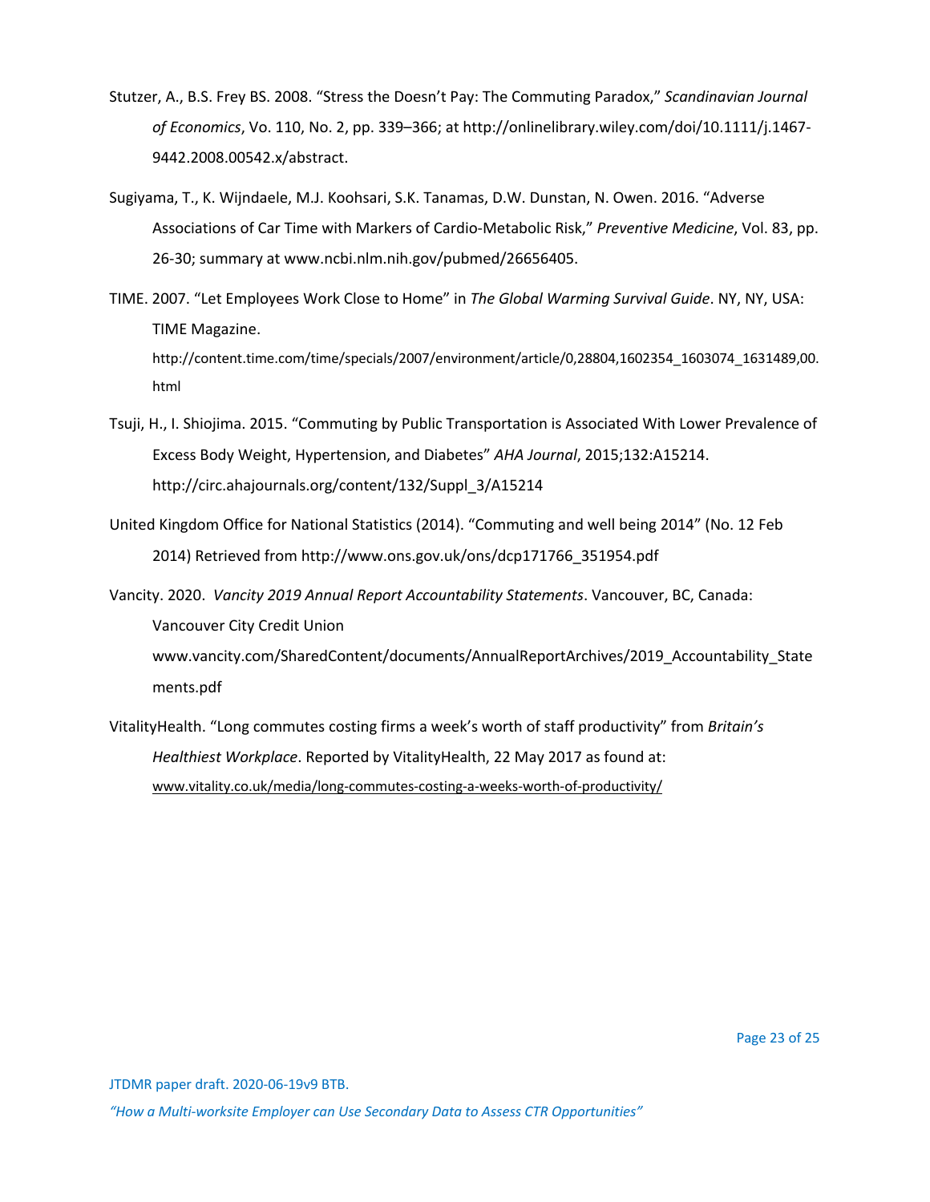Stutzer, A., B.S. Frey BS. 2008. “Stress the Doesn’t Pay: The Commuting Paradox,” *Scandinavian Journal of Economics*, Vo. 110, No. 2, pp. 339–366; at http://onlinelibrary.wiley.com/doi/10.1111/j.1467-9442.2008.00542.x/abstract.

Sugiyama, T., K. Wijndaele, M.J. Koohsari, S.K. Tanamas, D.W. Dunstan, N. Owen. 2016. “Adverse Associations of Car Time with Markers of Cardio-Metabolic Risk,” *Preventive Medicine*, Vol. 83, pp. 26-30; summary at www.ncbi.nlm.nih.gov/pubmed/26656405.

TIME. 2007. “Let Employees Work Close to Home” in *The Global Warming Survival Guide*. NY, NY, USA: TIME Magazine. http://content.time.com/time/specials/2007/environment/article/0,28804,1602354_1603074_1631489,00.html

Tsuji, H., I. Shiojima. 2015. “Commuting by Public Transportation is Associated With Lower Prevalence of Excess Body Weight, Hypertension, and Diabetes” *AHA Journal*, 2015;132:A15214. http://circ.ahajournals.org/content/132/Suppl_3/A15214

United Kingdom Office for National Statistics (2014). “Commuting and well being 2014” (No. 12 Feb 2014) Retrieved from http://www.ons.gov.uk/ons/dcp171766_351954.pdf

Vancity. 2020. *Vancity 2019 Annual Report Accountability Statements*. Vancouver, BC, Canada: Vancouver City Credit Union www.vancity.com/SharedContent/documents/AnnualReportArchives/2019_Accountability_Statements.pdf

VitalityHealth. “Long commutes costing firms a week’s worth of staff productivity” from *Britain’s Healthiest Workplace*. Reported by VitalityHealth, 22 May 2017 as found at: www.vitality.co.uk/media/long-commutes-costing-a-weeks-worth-of-productivity/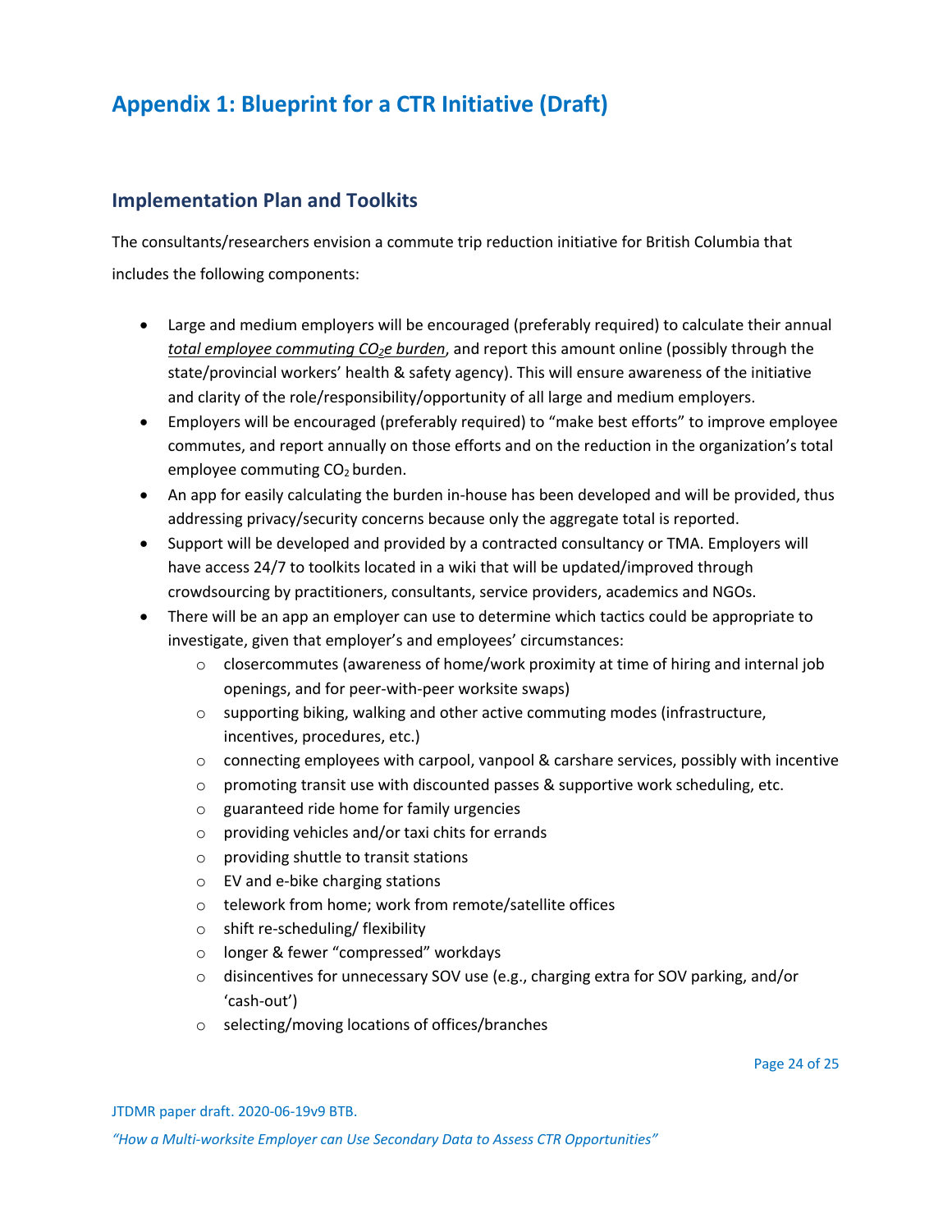# Appendix 1: Blueprint for a CTR Initiative (Draft)

## Implementation Plan and Toolkits

The consultants/researchers envision a commute trip reduction initiative for British Columbia that includes the following components:

- Large and medium employers will be encouraged (preferably required) to calculate their annual *total employee commuting $CO_2e$ burden*, and report this amount online (possibly through the state/provincial workers' health & safety agency). This will ensure awareness of the initiative and clarity of the role/responsibility/opportunity of all large and medium employers.
- Employers will be encouraged (preferably required) to "make best efforts" to improve employee commutes, and report annually on those efforts and on the reduction in the organization's total employee commuting $CO_2$ burden.
- An app for easily calculating the burden in-house has been developed and will be provided, thus addressing privacy/security concerns because only the aggregate total is reported.
- Support will be developed and provided by a contracted consultancy or TMA. Employers will have access 24/7 to toolkits located in a wiki that will be updated/improved through crowdsourcing by practitioners, consultants, service providers, academics and NGOs.
- There will be an app an employer can use to determine which tactics could be appropriate to investigate, given that employer's and employees' circumstances:
    - closercommutes (awareness of home/work proximity at time of hiring and internal job openings, and for peer-with-peer worksite swaps)
    - supporting biking, walking and other active commuting modes (infrastructure, incentives, procedures, etc.)
    - connecting employees with carpool, vanpool & carshare services, possibly with incentive
    - promoting transit use with discounted passes & supportive work scheduling, etc.
    - guaranteed ride home for family urgencies
    - providing vehicles and/or taxi chits for errands
    - providing shuttle to transit stations
    - EV and e-bike charging stations
    - telework from home; work from remote/satellite offices
    - shift re-scheduling/ flexibility
    - longer & fewer "compressed" workdays
    - disincentives for unnecessary SOV use (e.g., charging extra for SOV parking, and/or 'cash-out')
    - selecting/moving locations of offices/branches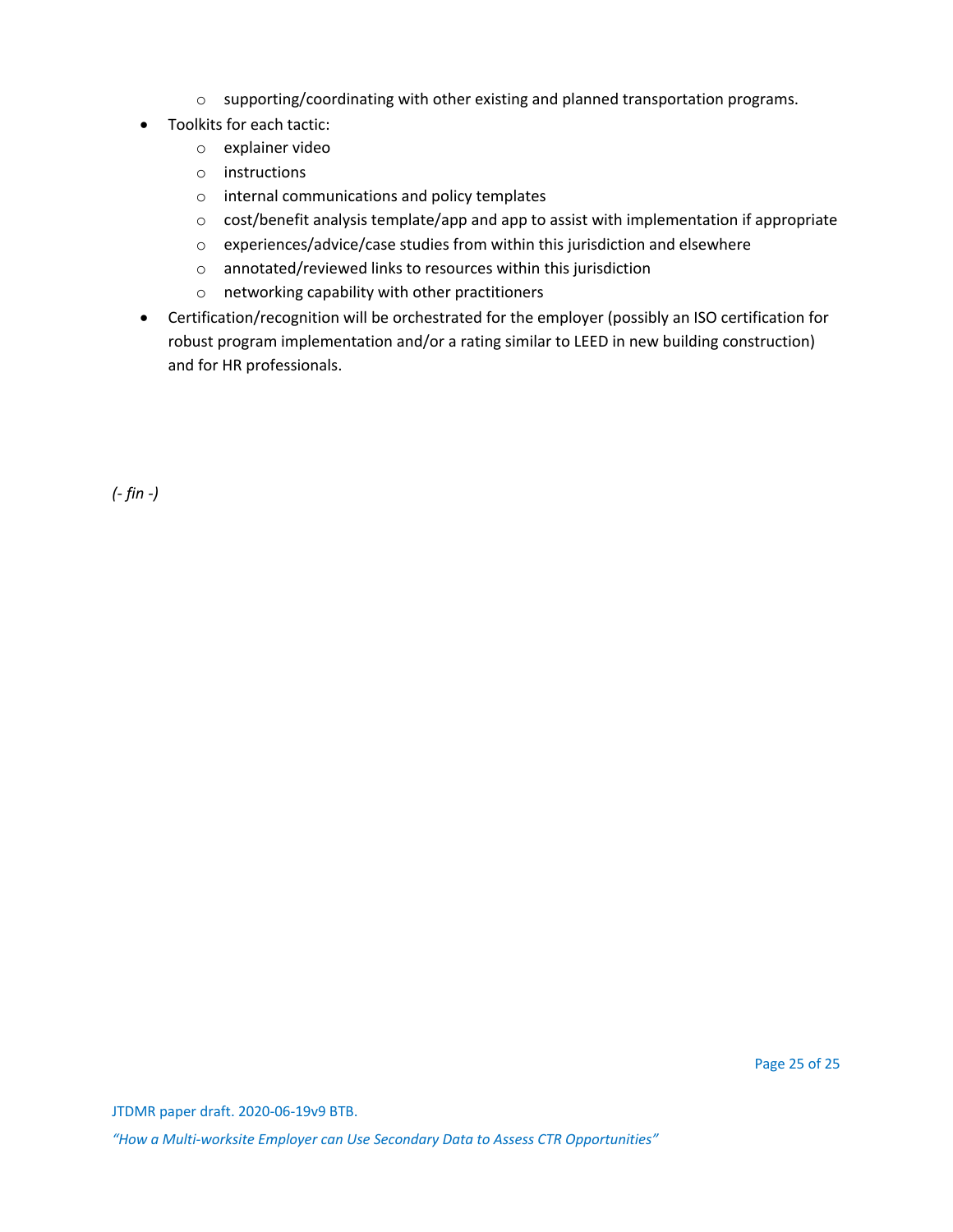- supporting/coordinating with other existing and planned transportation programs.
- Toolkits for each tactic:
  - explainer video
  - instructions
  - internal communications and policy templates
  - cost/benefit analysis template/app and app to assist with implementation if appropriate
  - experiences/advice/case studies from within this jurisdiction and elsewhere
  - annotated/reviewed links to resources within this jurisdiction
  - networking capability with other practitioners
- Certification/recognition will be orchestrated for the employer (possibly an ISO certification for robust program implementation and/or a rating similar to LEED in new building construction) and for HR professionals.

*(- fin -)*